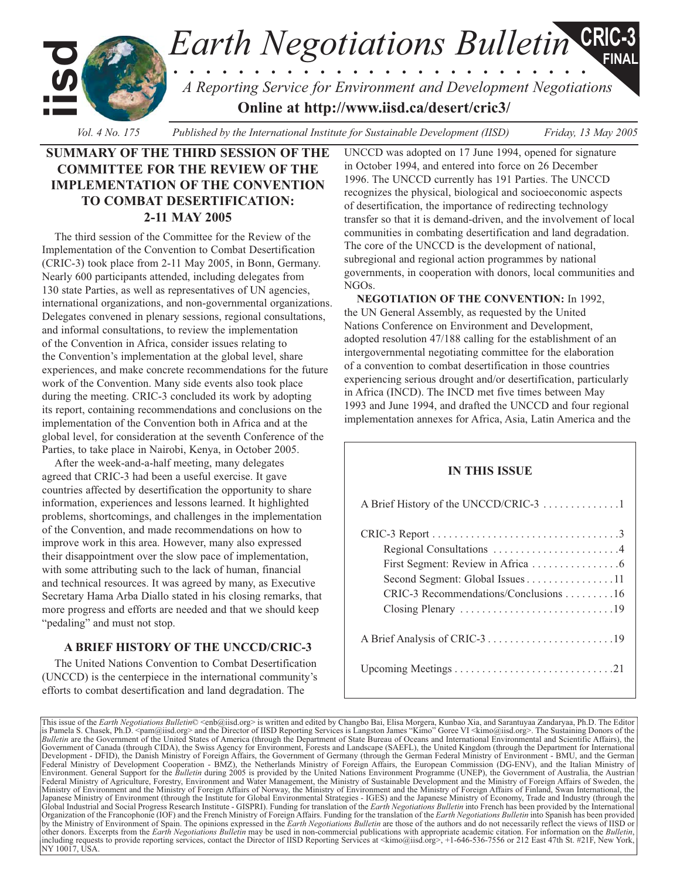# Earth Negotiations Bulletin

*A Reporting Service for Environment and Development Negotiations*

**Online at http://www.iisd.ca/desert/cric3/**

CRIC-3 FINAL

*Vol. 4 No. 175* *Published by the International Institute for Sustainable Development (IISD)* *Friday, 13 May 2005*

## SUMMARY OF THE THIRD SESSION OF THE COMMITTEE FOR THE REVIEW OF THE IMPLEMENTATION OF THE CONVENTION TO COMBAT DESERTIFICATION: 2-11 MAY 2005

The third session of the Committee for the Review of the Implementation of the Convention to Combat Desertification (CRIC-3) took place from 2-11 May 2005, in Bonn, Germany. Nearly 600 participants attended, including delegates from 130 state Parties, as well as representatives of UN agencies, international organizations, and non-governmental organizations. Delegates convened in plenary sessions, regional consultations, and informal consultations, to review the implementation of the Convention in Africa, consider issues relating to the Convention's implementation at the global level, share experiences, and make concrete recommendations for the future work of the Convention. Many side events also took place during the meeting. CRIC-3 concluded its work by adopting its report, containing recommendations and conclusions on the implementation of the Convention both in Africa and at the global level, for consideration at the seventh Conference of the Parties, to take place in Nairobi, Kenya, in October 2005.

After the week-and-a-half meeting, many delegates agreed that CRIC-3 had been a useful exercise. It gave countries affected by desertification the opportunity to share information, experiences and lessons learned. It highlighted problems, shortcomings, and challenges in the implementation of the Convention, and made recommendations on how to improve work in this area. However, many also expressed their disappointment over the slow pace of implementation, with some attributing such to the lack of human, financial and technical resources. It was agreed by many, as Executive Secretary Hama Arba Diallo stated in his closing remarks, that more progress and efforts are needed and that we should keep "pedaling" and must not stop.

### A BRIEF HISTORY OF THE UNCCD/CRIC-3

The United Nations Convention to Combat Desertification (UNCCD) is the centerpiece in the international community's efforts to combat desertification and land degradation. The UNCCD was adopted on 17 June 1994, opened for signature in October 1994, and entered into force on 26 December 1996. The UNCCD currently has 191 Parties. The UNCCD recognizes the physical, biological and socioeconomic aspects of desertification, the importance of redirecting technology transfer so that it is demand-driven, and the involvement of local communities in combating desertification and land degradation. The core of the UNCCD is the development of national, subregional and regional action programmes by national governments, in cooperation with donors, local communities and NGOs.

**NEGOTIATION OF THE CONVENTION:** In 1992, the UN General Assembly, as requested by the United Nations Conference on Environment and Development, adopted resolution 47/188 calling for the establishment of an intergovernmental negotiating committee for the elaboration of a convention to combat desertification in those countries experiencing serious drought and/or desertification, particularly in Africa (INCD). The INCD met five times between May 1993 and June 1994, and drafted the UNCCD and four regional implementation annexes for Africa, Asia, Latin America and the

**IN THIS ISSUE**

A Brief History of the UNCCD/CRIC-3 . . . . . . . . . . . . . .1

CRIC-3 Report . . . . . . . . . . . . . . . . . . . . . . . . . . . . . . . . . .3
- Regional Consultations . . . . . . . . . . . . . . . . . . . . . . .4
- First Segment: Review in Africa . . . . . . . . . . . . . . . .6
- Second Segment: Global Issues . . . . . . . . . . . . . . . .11
- CRIC-3 Recommendations/Conclusions . . . . . . . . .16
- Closing Plenary . . . . . . . . . . . . . . . . . . . . . . . . . . . .19

A Brief Analysis of CRIC-3 . . . . . . . . . . . . . . . . . . . . . . .19

Upcoming Meetings . . . . . . . . . . . . . . . . . . . . . . . . . . . .21

This issue of the *Earth Negotiations Bulletin*© <enb@iisd.org> is written and edited by Changbo Bai, Elisa Morgera, Kunbao Xia, and Sarantuyaa Zandaryaa, Ph.D. The Editor is Pamela S. Chasek, Ph.D. <pam@iisd.org> and the Director of IISD Reporting Services is Langston James "Kimo" Goree VI <kimo@iisd.org>. The Sustaining Donors of the *Bulletin* are the Government of the United States of America (through the Department of State Bureau of Oceans and International Environmental and Scientific Affairs), the Government of Canada (through CIDA), the Swiss Agency for Environment, Forests and Landscape (SAEFL), the United Kingdom (through the Department for International Development - DFID), the Danish Ministry of Foreign Affairs, the Government of Germany (through the German Federal Ministry of Environment - BMU, and the German Federal Ministry of Development Cooperation - BMZ), the Netherlands Ministry of Foreign Affairs, the European Commission (DG-ENV), and the Italian Ministry of Environment. General Support for the *Bulletin* during 2005 is provided by the United Nations Environment Programme (UNEP), the Government of Australia, the Austrian Federal Ministry of Agriculture, Forestry, Environment and Water Management, the Ministry of Sustainable Development and the Ministry of Foreign Affairs of Sweden, the Ministry of Environment and the Ministry of Foreign Affairs of Norway, the Ministry of Environment and the Ministry of Foreign Affairs of Finland, Swan International, the Japanese Ministry of Environment (through the Institute for Global Environmental Strategies - IGES) and the Japanese Ministry of Economy, Trade and Industry (through the Global Industrial and Social Progress Research Institute - GISPRI). Funding for translation of the *Earth Negotiations Bulletin* into French has been provided by the International Organization of the Francophonie (IOF) and the French Ministry of Foreign Affairs. Funding for the translation of the *Earth Negotiations Bulletin* into Spanish has been provided by the Ministry of Environment of Spain. The opinions expressed in the *Earth Negotiations Bulletin* are those of the authors and do not necessarily reflect the views of IISD or other donors. Excerpts from the *Earth Negotiations Bulletin* may be used in non-commercial publications with appropriate academic citation. For information on the *Bulletin*, including requests to provide reporting services, contact the Director of IISD Reporting Services at <kimo@iisd.org>, +1-646-536-7556 or 212 East 47th St. #21F, New York, NY 10017, USA.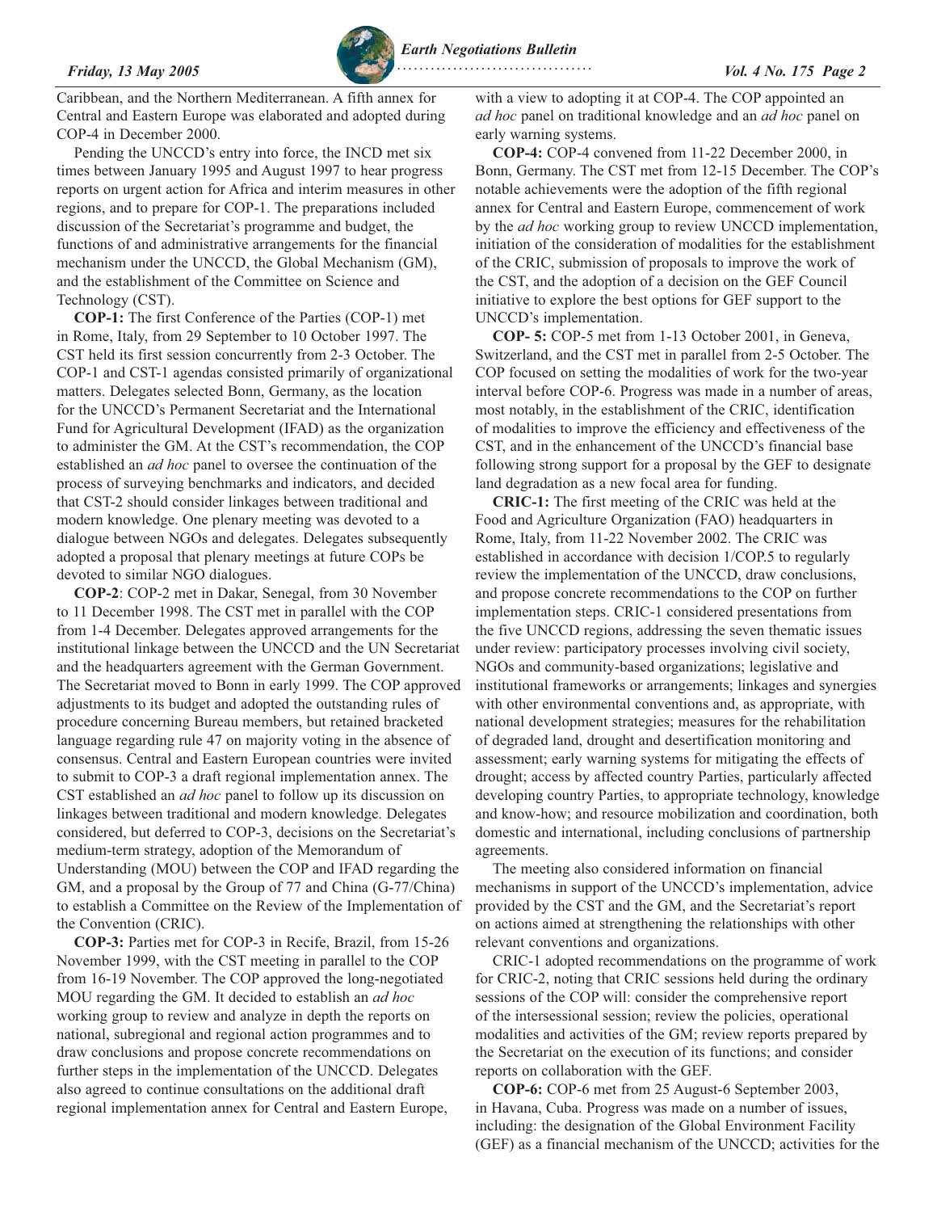Caribbean, and the Northern Mediterranean. A fifth annex for Central and Eastern Europe was elaborated and adopted during COP-4 in December 2000.

Pending the UNCCD's entry into force, the INCD met six times between January 1995 and August 1997 to hear progress reports on urgent action for Africa and interim measures in other regions, and to prepare for COP-1. The preparations included discussion of the Secretariat's programme and budget, the functions of and administrative arrangements for the financial mechanism under the UNCCD, the Global Mechanism (GM), and the establishment of the Committee on Science and Technology (CST).

**COP-1:** The first Conference of the Parties (COP-1) met in Rome, Italy, from 29 September to 10 October 1997. The CST held its first session concurrently from 2-3 October. The COP-1 and CST-1 agendas consisted primarily of organizational matters. Delegates selected Bonn, Germany, as the location for the UNCCD's Permanent Secretariat and the International Fund for Agricultural Development (IFAD) as the organization to administer the GM. At the CST's recommendation, the COP established an *ad hoc* panel to oversee the continuation of the process of surveying benchmarks and indicators, and decided that CST-2 should consider linkages between traditional and modern knowledge. One plenary meeting was devoted to a dialogue between NGOs and delegates. Delegates subsequently adopted a proposal that plenary meetings at future COPs be devoted to similar NGO dialogues.

**COP-2**: COP-2 met in Dakar, Senegal, from 30 November to 11 December 1998. The CST met in parallel with the COP from 1-4 December. Delegates approved arrangements for the institutional linkage between the UNCCD and the UN Secretariat and the headquarters agreement with the German Government. The Secretariat moved to Bonn in early 1999. The COP approved adjustments to its budget and adopted the outstanding rules of procedure concerning Bureau members, but retained bracketed language regarding rule 47 on majority voting in the absence of consensus. Central and Eastern European countries were invited to submit to COP-3 a draft regional implementation annex. The CST established an *ad hoc* panel to follow up its discussion on linkages between traditional and modern knowledge. Delegates considered, but deferred to COP-3, decisions on the Secretariat's medium-term strategy, adoption of the Memorandum of Understanding (MOU) between the COP and IFAD regarding the GM, and a proposal by the Group of 77 and China (G-77/China) to establish a Committee on the Review of the Implementation of the Convention (CRIC).

**COP-3:** Parties met for COP-3 in Recife, Brazil, from 15-26 November 1999, with the CST meeting in parallel to the COP from 16-19 November. The COP approved the long-negotiated MOU regarding the GM. It decided to establish an *ad hoc* working group to review and analyze in depth the reports on national, subregional and regional action programmes and to draw conclusions and propose concrete recommendations on further steps in the implementation of the UNCCD. Delegates also agreed to continue consultations on the additional draft regional implementation annex for Central and Eastern Europe, with a view to adopting it at COP-4. The COP appointed an *ad hoc* panel on traditional knowledge and an *ad hoc* panel on early warning systems.

**COP-4:** COP-4 convened from 11-22 December 2000, in Bonn, Germany. The CST met from 12-15 December. The COP's notable achievements were the adoption of the fifth regional annex for Central and Eastern Europe, commencement of work by the *ad hoc* working group to review UNCCD implementation, initiation of the consideration of modalities for the establishment of the CRIC, submission of proposals to improve the work of the CST, and the adoption of a decision on the GEF Council initiative to explore the best options for GEF support to the UNCCD's implementation.

**COP- 5:** COP-5 met from 1-13 October 2001, in Geneva, Switzerland, and the CST met in parallel from 2-5 October. The COP focused on setting the modalities of work for the two-year interval before COP-6. Progress was made in a number of areas, most notably, in the establishment of the CRIC, identification of modalities to improve the efficiency and effectiveness of the CST, and in the enhancement of the UNCCD's financial base following strong support for a proposal by the GEF to designate land degradation as a new focal area for funding.

**CRIC-1:** The first meeting of the CRIC was held at the Food and Agriculture Organization (FAO) headquarters in Rome, Italy, from 11-22 November 2002. The CRIC was established in accordance with decision 1/COP.5 to regularly review the implementation of the UNCCD, draw conclusions, and propose concrete recommendations to the COP on further implementation steps. CRIC-1 considered presentations from the five UNCCD regions, addressing the seven thematic issues under review: participatory processes involving civil society, NGOs and community-based organizations; legislative and institutional frameworks or arrangements; linkages and synergies with other environmental conventions and, as appropriate, with national development strategies; measures for the rehabilitation of degraded land, drought and desertification monitoring and assessment; early warning systems for mitigating the effects of drought; access by affected country Parties, particularly affected developing country Parties, to appropriate technology, knowledge and know-how; and resource mobilization and coordination, both domestic and international, including conclusions of partnership agreements.

The meeting also considered information on financial mechanisms in support of the UNCCD's implementation, advice provided by the CST and the GM, and the Secretariat's report on actions aimed at strengthening the relationships with other relevant conventions and organizations.

CRIC-1 adopted recommendations on the programme of work for CRIC-2, noting that CRIC sessions held during the ordinary sessions of the COP will: consider the comprehensive report of the intersessional session; review the policies, operational modalities and activities of the GM; review reports prepared by the Secretariat on the execution of its functions; and consider reports on collaboration with the GEF.

**COP-6:** COP-6 met from 25 August-6 September 2003, in Havana, Cuba. Progress was made on a number of issues, including: the designation of the Global Environment Facility (GEF) as a financial mechanism of the UNCCD; activities for the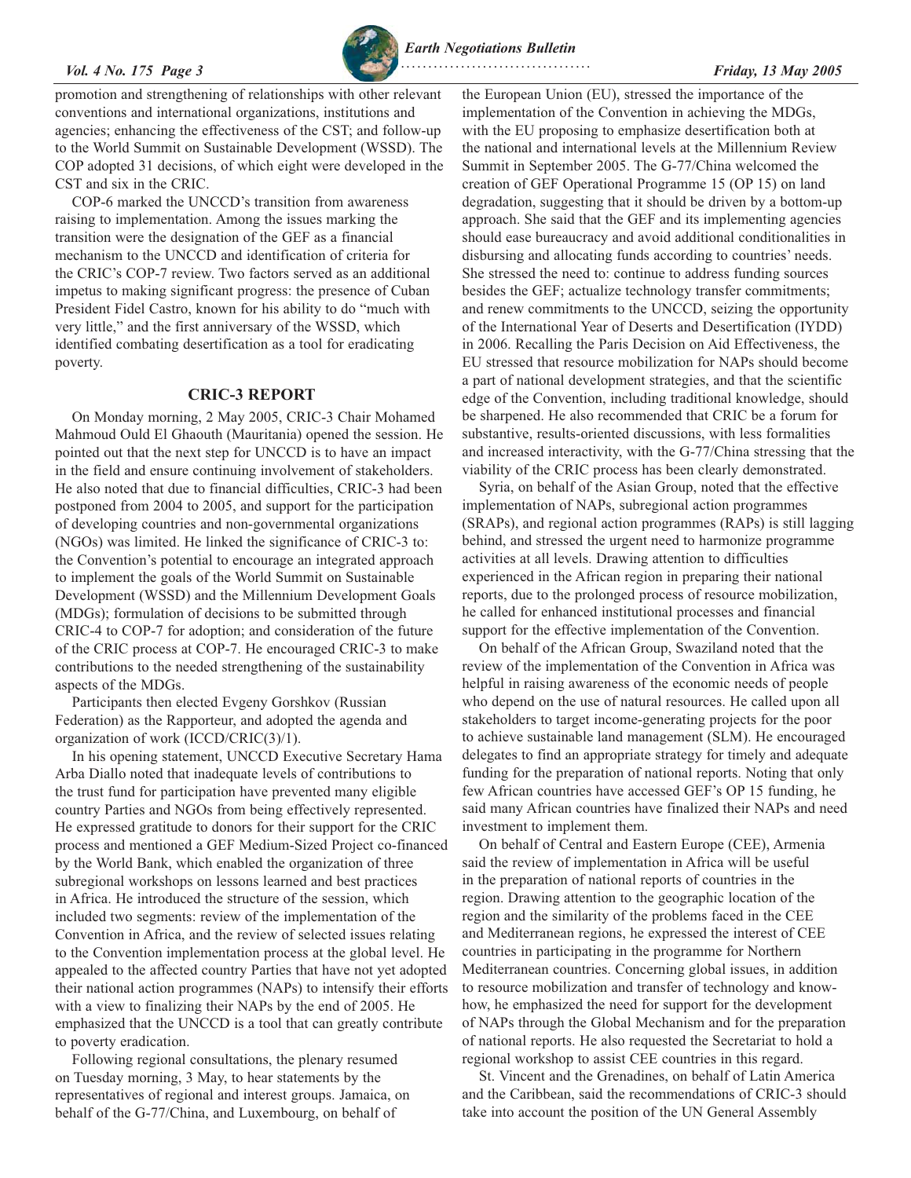promotion and strengthening of relationships with other relevant conventions and international organizations, institutions and agencies; enhancing the effectiveness of the CST; and follow-up to the World Summit on Sustainable Development (WSSD). The COP adopted 31 decisions, of which eight were developed in the CST and six in the CRIC.

COP-6 marked the UNCCD's transition from awareness raising to implementation. Among the issues marking the transition were the designation of the GEF as a financial mechanism to the UNCCD and identification of criteria for the CRIC's COP-7 review. Two factors served as an additional impetus to making significant progress: the presence of Cuban President Fidel Castro, known for his ability to do "much with very little," and the first anniversary of the WSSD, which identified combating desertification as a tool for eradicating poverty.

## CRIC-3 REPORT

On Monday morning, 2 May 2005, CRIC-3 Chair Mohamed Mahmoud Ould El Ghaouth (Mauritania) opened the session. He pointed out that the next step for UNCCD is to have an impact in the field and ensure continuing involvement of stakeholders. He also noted that due to financial difficulties, CRIC-3 had been postponed from 2004 to 2005, and support for the participation of developing countries and non-governmental organizations (NGOs) was limited. He linked the significance of CRIC-3 to: the Convention's potential to encourage an integrated approach to implement the goals of the World Summit on Sustainable Development (WSSD) and the Millennium Development Goals (MDGs); formulation of decisions to be submitted through CRIC-4 to COP-7 for adoption; and consideration of the future of the CRIC process at COP-7. He encouraged CRIC-3 to make contributions to the needed strengthening of the sustainability aspects of the MDGs.

Participants then elected Evgeny Gorshkov (Russian Federation) as the Rapporteur, and adopted the agenda and organization of work (ICCD/CRIC(3)/1).

In his opening statement, UNCCD Executive Secretary Hama Arba Diallo noted that inadequate levels of contributions to the trust fund for participation have prevented many eligible country Parties and NGOs from being effectively represented. He expressed gratitude to donors for their support for the CRIC process and mentioned a GEF Medium-Sized Project co-financed by the World Bank, which enabled the organization of three subregional workshops on lessons learned and best practices in Africa. He introduced the structure of the session, which included two segments: review of the implementation of the Convention in Africa, and the review of selected issues relating to the Convention implementation process at the global level. He appealed to the affected country Parties that have not yet adopted their national action programmes (NAPs) to intensify their efforts with a view to finalizing their NAPs by the end of 2005. He emphasized that the UNCCD is a tool that can greatly contribute to poverty eradication.

Following regional consultations, the plenary resumed on Tuesday morning, 3 May, to hear statements by the representatives of regional and interest groups. Jamaica, on behalf of the G-77/China, and Luxembourg, on behalf of the European Union (EU), stressed the importance of the implementation of the Convention in achieving the MDGs, with the EU proposing to emphasize desertification both at the national and international levels at the Millennium Review Summit in September 2005. The G-77/China welcomed the creation of GEF Operational Programme 15 (OP 15) on land degradation, suggesting that it should be driven by a bottom-up approach. She said that the GEF and its implementing agencies should ease bureaucracy and avoid additional conditionalities in disbursing and allocating funds according to countries' needs. She stressed the need to: continue to address funding sources besides the GEF; actualize technology transfer commitments; and renew commitments to the UNCCD, seizing the opportunity of the International Year of Deserts and Desertification (IYDD) in 2006. Recalling the Paris Decision on Aid Effectiveness, the EU stressed that resource mobilization for NAPs should become a part of national development strategies, and that the scientific edge of the Convention, including traditional knowledge, should be sharpened. He also recommended that CRIC be a forum for substantive, results-oriented discussions, with less formalities and increased interactivity, with the G-77/China stressing that the viability of the CRIC process has been clearly demonstrated.

Syria, on behalf of the Asian Group, noted that the effective implementation of NAPs, subregional action programmes (SRAPs), and regional action programmes (RAPs) is still lagging behind, and stressed the urgent need to harmonize programme activities at all levels. Drawing attention to difficulties experienced in the African region in preparing their national reports, due to the prolonged process of resource mobilization, he called for enhanced institutional processes and financial support for the effective implementation of the Convention.

On behalf of the African Group, Swaziland noted that the review of the implementation of the Convention in Africa was helpful in raising awareness of the economic needs of people who depend on the use of natural resources. He called upon all stakeholders to target income-generating projects for the poor to achieve sustainable land management (SLM). He encouraged delegates to find an appropriate strategy for timely and adequate funding for the preparation of national reports. Noting that only few African countries have accessed GEF's OP 15 funding, he said many African countries have finalized their NAPs and need investment to implement them.

On behalf of Central and Eastern Europe (CEE), Armenia said the review of implementation in Africa will be useful in the preparation of national reports of countries in the region. Drawing attention to the geographic location of the region and the similarity of the problems faced in the CEE and Mediterranean regions, he expressed the interest of CEE countries in participating in the programme for Northern Mediterranean countries. Concerning global issues, in addition to resource mobilization and transfer of technology and know-how, he emphasized the need for support for the development of NAPs through the Global Mechanism and for the preparation of national reports. He also requested the Secretariat to hold a regional workshop to assist CEE countries in this regard.

St. Vincent and the Grenadines, on behalf of Latin America and the Caribbean, said the recommendations of CRIC-3 should take into account the position of the UN General Assembly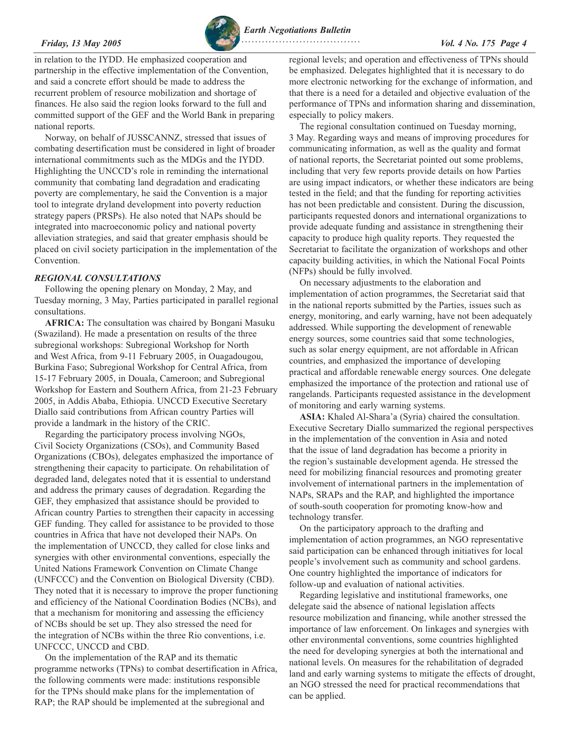in relation to the IYDD. He emphasized cooperation and partnership in the effective implementation of the Convention, and said a concrete effort should be made to address the recurrent problem of resource mobilization and shortage of finances. He also said the region looks forward to the full and committed support of the GEF and the World Bank in preparing national reports.

Norway, on behalf of JUSSCANNZ, stressed that issues of combating desertification must be considered in light of broader international commitments such as the MDGs and the IYDD. Highlighting the UNCCD's role in reminding the international community that combating land degradation and eradicating poverty are complementary, he said the Convention is a major tool to integrate dryland development into poverty reduction strategy papers (PRSPs). He also noted that NAPs should be integrated into macroeconomic policy and national poverty alleviation strategies, and said that greater emphasis should be placed on civil society participation in the implementation of the Convention.

### *REGIONAL CONSULTATIONS*

Following the opening plenary on Monday, 2 May, and Tuesday morning, 3 May, Parties participated in parallel regional consultations.

**AFRICA:** The consultation was chaired by Bongani Masuku (Swaziland). He made a presentation on results of the three subregional workshops: Subregional Workshop for North and West Africa, from 9-11 February 2005, in Ouagadougou, Burkina Faso; Subregional Workshop for Central Africa, from 15-17 February 2005, in Douala, Cameroon; and Subregional Workshop for Eastern and Southern Africa, from 21-23 February 2005, in Addis Ababa, Ethiopia. UNCCD Executive Secretary Diallo said contributions from African country Parties will provide a landmark in the history of the CRIC.

Regarding the participatory process involving NGOs, Civil Society Organizations (CSOs), and Community Based Organizations (CBOs), delegates emphasized the importance of strengthening their capacity to participate. On rehabilitation of degraded land, delegates noted that it is essential to understand and address the primary causes of degradation. Regarding the GEF, they emphasized that assistance should be provided to African country Parties to strengthen their capacity in accessing GEF funding. They called for assistance to be provided to those countries in Africa that have not developed their NAPs. On the implementation of UNCCD, they called for close links and synergies with other environmental conventions, especially the United Nations Framework Convention on Climate Change (UNFCCC) and the Convention on Biological Diversity (CBD). They noted that it is necessary to improve the proper functioning and efficiency of the National Coordination Bodies (NCBs), and that a mechanism for monitoring and assessing the efficiency of NCBs should be set up. They also stressed the need for the integration of NCBs within the three Rio conventions, i.e. UNFCCC, UNCCD and CBD.

On the implementation of the RAP and its thematic programme networks (TPNs) to combat desertification in Africa, the following comments were made: institutions responsible for the TPNs should make plans for the implementation of RAP; the RAP should be implemented at the subregional and regional levels; and operation and effectiveness of TPNs should be emphasized. Delegates highlighted that it is necessary to do more electronic networking for the exchange of information, and that there is a need for a detailed and objective evaluation of the performance of TPNs and information sharing and dissemination, especially to policy makers.

The regional consultation continued on Tuesday morning, 3 May. Regarding ways and means of improving procedures for communicating information, as well as the quality and format of national reports, the Secretariat pointed out some problems, including that very few reports provide details on how Parties are using impact indicators, or whether these indicators are being tested in the field; and that the funding for reporting activities has not been predictable and consistent. During the discussion, participants requested donors and international organizations to provide adequate funding and assistance in strengthening their capacity to produce high quality reports. They requested the Secretariat to facilitate the organization of workshops and other capacity building activities, in which the National Focal Points (NFPs) should be fully involved.

On necessary adjustments to the elaboration and implementation of action programmes, the Secretariat said that in the national reports submitted by the Parties, issues such as energy, monitoring, and early warning, have not been adequately addressed. While supporting the development of renewable energy sources, some countries said that some technologies, such as solar energy equipment, are not affordable in African countries, and emphasized the importance of developing practical and affordable renewable energy sources. One delegate emphasized the importance of the protection and rational use of rangelands. Participants requested assistance in the development of monitoring and early warning systems.

**ASIA:** Khaled Al-Shara'a (Syria) chaired the consultation. Executive Secretary Diallo summarized the regional perspectives in the implementation of the convention in Asia and noted that the issue of land degradation has become a priority in the region's sustainable development agenda. He stressed the need for mobilizing financial resources and promoting greater involvement of international partners in the implementation of NAPs, SRAPs and the RAP, and highlighted the importance of south-south cooperation for promoting know-how and technology transfer.

On the participatory approach to the drafting and implementation of action programmes, an NGO representative said participation can be enhanced through initiatives for local people's involvement such as community and school gardens. One country highlighted the importance of indicators for follow-up and evaluation of national activities.

Regarding legislative and institutional frameworks, one delegate said the absence of national legislation affects resource mobilization and financing, while another stressed the importance of law enforcement. On linkages and synergies with other environmental conventions, some countries highlighted the need for developing synergies at both the international and national levels. On measures for the rehabilitation of degraded land and early warning systems to mitigate the effects of drought, an NGO stressed the need for practical recommendations that can be applied.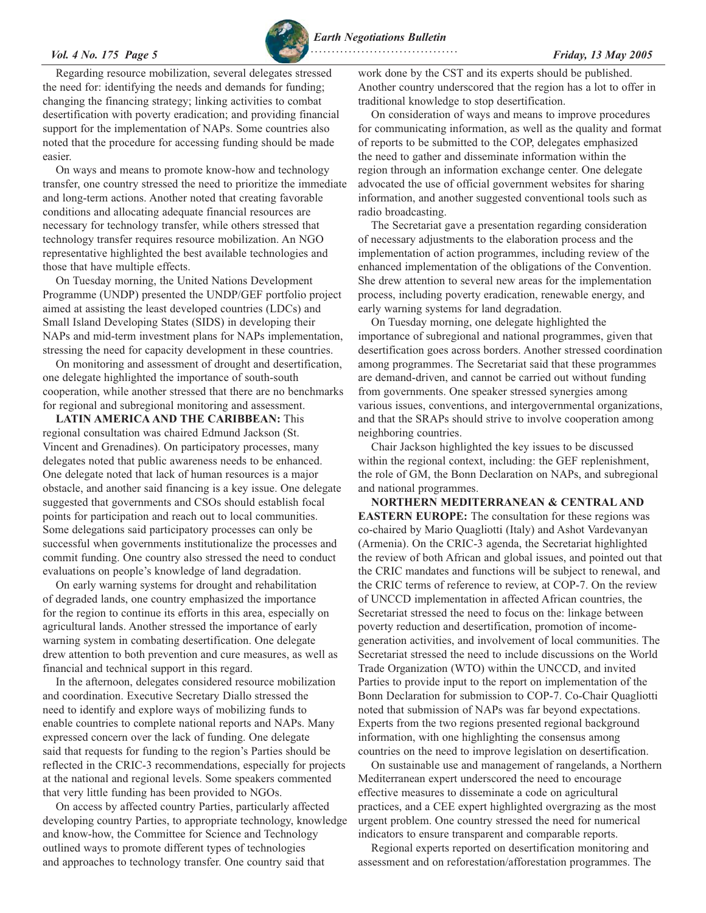Regarding resource mobilization, several delegates stressed the need for: identifying the needs and demands for funding; changing the financing strategy; linking activities to combat desertification with poverty eradication; and providing financial support for the implementation of NAPs. Some countries also noted that the procedure for accessing funding should be made easier.

On ways and means to promote know-how and technology transfer, one country stressed the need to prioritize the immediate and long-term actions. Another noted that creating favorable conditions and allocating adequate financial resources are necessary for technology transfer, while others stressed that technology transfer requires resource mobilization. An NGO representative highlighted the best available technologies and those that have multiple effects.

On Tuesday morning, the United Nations Development Programme (UNDP) presented the UNDP/GEF portfolio project aimed at assisting the least developed countries (LDCs) and Small Island Developing States (SIDS) in developing their NAPs and mid-term investment plans for NAPs implementation, stressing the need for capacity development in these countries.

On monitoring and assessment of drought and desertification, one delegate highlighted the importance of south-south cooperation, while another stressed that there are no benchmarks for regional and subregional monitoring and assessment.

**LATIN AMERICA AND THE CARIBBEAN:** This regional consultation was chaired Edmund Jackson (St. Vincent and Grenadines). On participatory processes, many delegates noted that public awareness needs to be enhanced. One delegate noted that lack of human resources is a major obstacle, and another said financing is a key issue. One delegate suggested that governments and CSOs should establish focal points for participation and reach out to local communities. Some delegations said participatory processes can only be successful when governments institutionalize the processes and commit funding. One country also stressed the need to conduct evaluations on people's knowledge of land degradation.

On early warning systems for drought and rehabilitation of degraded lands, one country emphasized the importance for the region to continue its efforts in this area, especially on agricultural lands. Another stressed the importance of early warning system in combating desertification. One delegate drew attention to both prevention and cure measures, as well as financial and technical support in this regard.

In the afternoon, delegates considered resource mobilization and coordination. Executive Secretary Diallo stressed the need to identify and explore ways of mobilizing funds to enable countries to complete national reports and NAPs. Many expressed concern over the lack of funding. One delegate said that requests for funding to the region's Parties should be reflected in the CRIC-3 recommendations, especially for projects at the national and regional levels. Some speakers commented that very little funding has been provided to NGOs.

On access by affected country Parties, particularly affected developing country Parties, to appropriate technology, knowledge and know-how, the Committee for Science and Technology outlined ways to promote different types of technologies and approaches to technology transfer. One country said that work done by the CST and its experts should be published. Another country underscored that the region has a lot to offer in traditional knowledge to stop desertification.

On consideration of ways and means to improve procedures for communicating information, as well as the quality and format of reports to be submitted to the COP, delegates emphasized the need to gather and disseminate information within the region through an information exchange center. One delegate advocated the use of official government websites for sharing information, and another suggested conventional tools such as radio broadcasting.

The Secretariat gave a presentation regarding consideration of necessary adjustments to the elaboration process and the implementation of action programmes, including review of the enhanced implementation of the obligations of the Convention. She drew attention to several new areas for the implementation process, including poverty eradication, renewable energy, and early warning systems for land degradation.

On Tuesday morning, one delegate highlighted the importance of subregional and national programmes, given that desertification goes across borders. Another stressed coordination among programmes. The Secretariat said that these programmes are demand-driven, and cannot be carried out without funding from governments. One speaker stressed synergies among various issues, conventions, and intergovernmental organizations, and that the SRAPs should strive to involve cooperation among neighboring countries.

Chair Jackson highlighted the key issues to be discussed within the regional context, including: the GEF replenishment, the role of GM, the Bonn Declaration on NAPs, and subregional and national programmes.

**NORTHERN MEDITERRANEAN & CENTRAL AND EASTERN EUROPE:** The consultation for these regions was co-chaired by Mario Quagliotti (Italy) and Ashot Vardevanyan (Armenia). On the CRIC-3 agenda, the Secretariat highlighted the review of both African and global issues, and pointed out that the CRIC mandates and functions will be subject to renewal, and the CRIC terms of reference to review, at COP-7. On the review of UNCCD implementation in affected African countries, the Secretariat stressed the need to focus on the: linkage between poverty reduction and desertification, promotion of income-generation activities, and involvement of local communities. The Secretariat stressed the need to include discussions on the World Trade Organization (WTO) within the UNCCD, and invited Parties to provide input to the report on implementation of the Bonn Declaration for submission to COP-7. Co-Chair Quagliotti noted that submission of NAPs was far beyond expectations. Experts from the two regions presented regional background information, with one highlighting the consensus among countries on the need to improve legislation on desertification.

On sustainable use and management of rangelands, a Northern Mediterranean expert underscored the need to encourage effective measures to disseminate a code on agricultural practices, and a CEE expert highlighted overgrazing as the most urgent problem. One country stressed the need for numerical indicators to ensure transparent and comparable reports.

Regional experts reported on desertification monitoring and assessment and on reforestation/afforestation programmes. The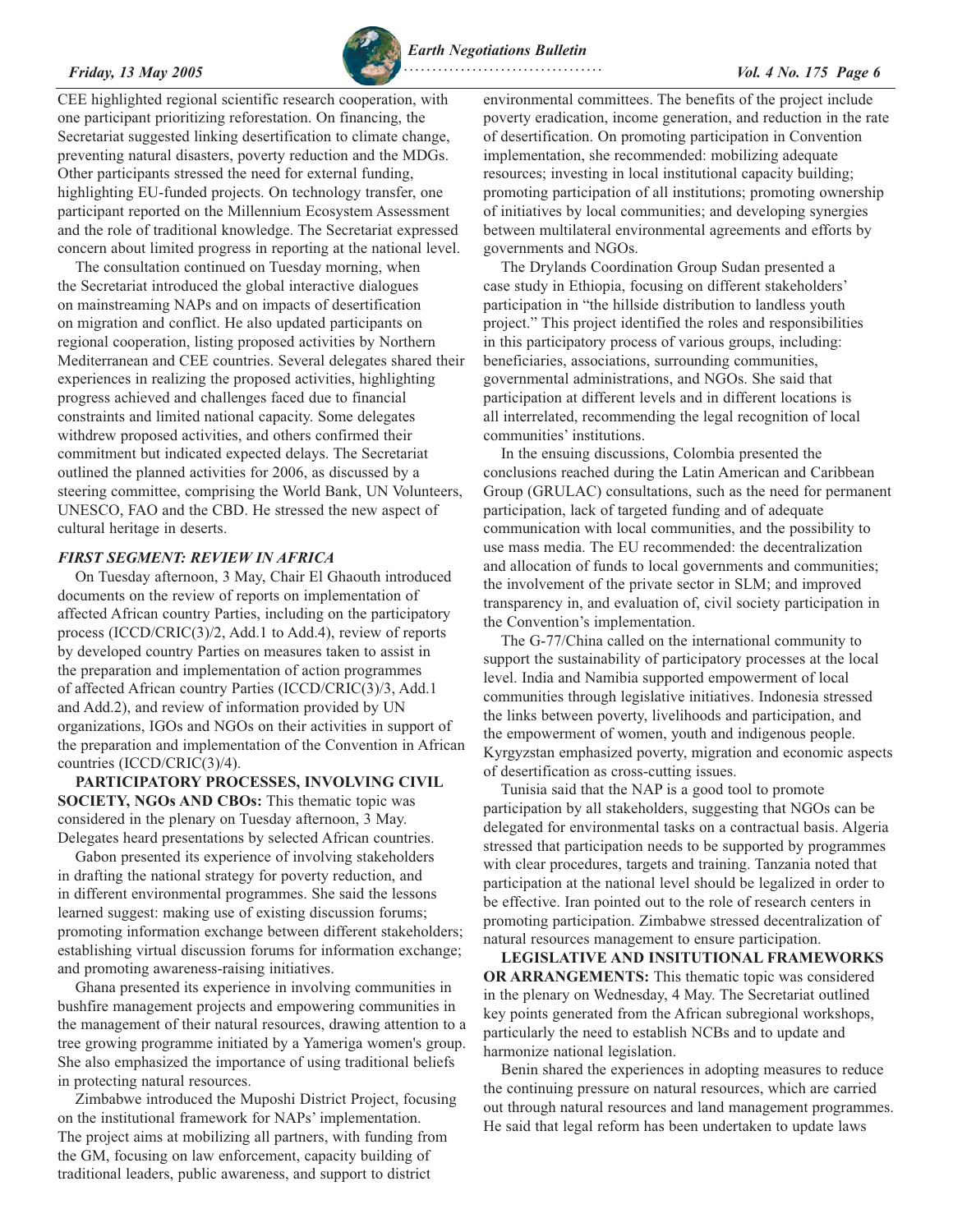CEE highlighted regional scientific research cooperation, with one participant prioritizing reforestation. On financing, the Secretariat suggested linking desertification to climate change, preventing natural disasters, poverty reduction and the MDGs. Other participants stressed the need for external funding, highlighting EU-funded projects. On technology transfer, one participant reported on the Millennium Ecosystem Assessment and the role of traditional knowledge. The Secretariat expressed concern about limited progress in reporting at the national level.

The consultation continued on Tuesday morning, when the Secretariat introduced the global interactive dialogues on mainstreaming NAPs and on impacts of desertification on migration and conflict. He also updated participants on regional cooperation, listing proposed activities by Northern Mediterranean and CEE countries. Several delegates shared their experiences in realizing the proposed activities, highlighting progress achieved and challenges faced due to financial constraints and limited national capacity. Some delegates withdrew proposed activities, and others confirmed their commitment but indicated expected delays. The Secretariat outlined the planned activities for 2006, as discussed by a steering committee, comprising the World Bank, UN Volunteers, UNESCO, FAO and the CBD. He stressed the new aspect of cultural heritage in deserts.

### *FIRST SEGMENT: REVIEW IN AFRICA*

On Tuesday afternoon, 3 May, Chair El Ghaouth introduced documents on the review of reports on implementation of affected African country Parties, including on the participatory process (ICCD/CRIC(3)/2, Add.1 to Add.4), review of reports by developed country Parties on measures taken to assist in the preparation and implementation of action programmes of affected African country Parties (ICCD/CRIC(3)/3, Add.1 and Add.2), and review of information provided by UN organizations, IGOs and NGOs on their activities in support of the preparation and implementation of the Convention in African countries (ICCD/CRIC(3)/4).

**PARTICIPATORY PROCESSES, INVOLVING CIVIL SOCIETY, NGOs AND CBOs:** This thematic topic was considered in the plenary on Tuesday afternoon, 3 May. Delegates heard presentations by selected African countries.

Gabon presented its experience of involving stakeholders in drafting the national strategy for poverty reduction, and in different environmental programmes. She said the lessons learned suggest: making use of existing discussion forums; promoting information exchange between different stakeholders; establishing virtual discussion forums for information exchange; and promoting awareness-raising initiatives.

Ghana presented its experience in involving communities in bushfire management projects and empowering communities in the management of their natural resources, drawing attention to a tree growing programme initiated by a Yameriga women's group. She also emphasized the importance of using traditional beliefs in protecting natural resources.

Zimbabwe introduced the Muposhi District Project, focusing on the institutional framework for NAPs' implementation. The project aims at mobilizing all partners, with funding from the GM, focusing on law enforcement, capacity building of traditional leaders, public awareness, and support to district environmental committees. The benefits of the project include poverty eradication, income generation, and reduction in the rate of desertification. On promoting participation in Convention implementation, she recommended: mobilizing adequate resources; investing in local institutional capacity building; promoting participation of all institutions; promoting ownership of initiatives by local communities; and developing synergies between multilateral environmental agreements and efforts by governments and NGOs.

The Drylands Coordination Group Sudan presented a case study in Ethiopia, focusing on different stakeholders' participation in "the hillside distribution to landless youth project." This project identified the roles and responsibilities in this participatory process of various groups, including: beneficiaries, associations, surrounding communities, governmental administrations, and NGOs. She said that participation at different levels and in different locations is all interrelated, recommending the legal recognition of local communities' institutions.

In the ensuing discussions, Colombia presented the conclusions reached during the Latin American and Caribbean Group (GRULAC) consultations, such as the need for permanent participation, lack of targeted funding and of adequate communication with local communities, and the possibility to use mass media. The EU recommended: the decentralization and allocation of funds to local governments and communities; the involvement of the private sector in SLM; and improved transparency in, and evaluation of, civil society participation in the Convention's implementation.

The G-77/China called on the international community to support the sustainability of participatory processes at the local level. India and Namibia supported empowerment of local communities through legislative initiatives. Indonesia stressed the links between poverty, livelihoods and participation, and the empowerment of women, youth and indigenous people. Kyrgyzstan emphasized poverty, migration and economic aspects of desertification as cross-cutting issues.

Tunisia said that the NAP is a good tool to promote participation by all stakeholders, suggesting that NGOs can be delegated for environmental tasks on a contractual basis. Algeria stressed that participation needs to be supported by programmes with clear procedures, targets and training. Tanzania noted that participation at the national level should be legalized in order to be effective. Iran pointed out to the role of research centers in promoting participation. Zimbabwe stressed decentralization of natural resources management to ensure participation.

**LEGISLATIVE AND INSITUTIONAL FRAMEWORKS OR ARRANGEMENTS:** This thematic topic was considered in the plenary on Wednesday, 4 May. The Secretariat outlined key points generated from the African subregional workshops, particularly the need to establish NCBs and to update and harmonize national legislation.

Benin shared the experiences in adopting measures to reduce the continuing pressure on natural resources, which are carried out through natural resources and land management programmes. He said that legal reform has been undertaken to update laws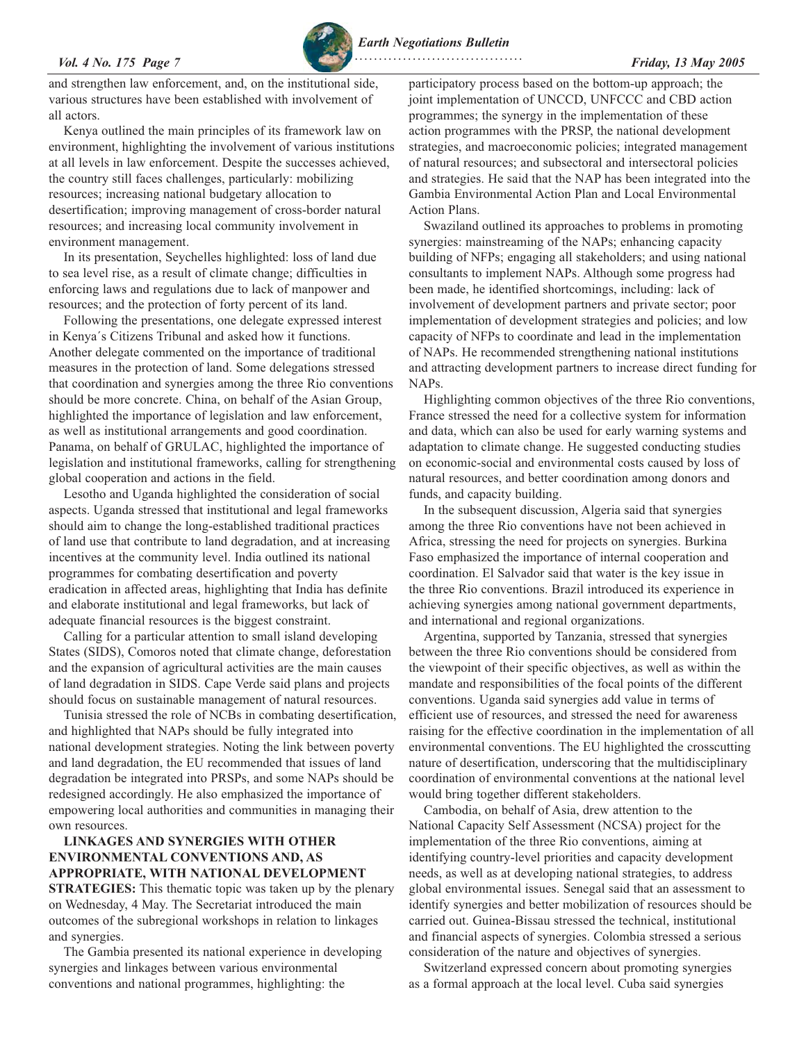and strengthen law enforcement, and, on the institutional side, various structures have been established with involvement of all actors.

Kenya outlined the main principles of its framework law on environment, highlighting the involvement of various institutions at all levels in law enforcement. Despite the successes achieved, the country still faces challenges, particularly: mobilizing resources; increasing national budgetary allocation to desertification; improving management of cross-border natural resources; and increasing local community involvement in environment management.

In its presentation, Seychelles highlighted: loss of land due to sea level rise, as a result of climate change; difficulties in enforcing laws and regulations due to lack of manpower and resources; and the protection of forty percent of its land.

Following the presentations, one delegate expressed interest in Kenya´s Citizens Tribunal and asked how it functions. Another delegate commented on the importance of traditional measures in the protection of land. Some delegations stressed that coordination and synergies among the three Rio conventions should be more concrete. China, on behalf of the Asian Group, highlighted the importance of legislation and law enforcement, as well as institutional arrangements and good coordination. Panama, on behalf of GRULAC, highlighted the importance of legislation and institutional frameworks, calling for strengthening global cooperation and actions in the field.

Lesotho and Uganda highlighted the consideration of social aspects. Uganda stressed that institutional and legal frameworks should aim to change the long-established traditional practices of land use that contribute to land degradation, and at increasing incentives at the community level. India outlined its national programmes for combating desertification and poverty eradication in affected areas, highlighting that India has definite and elaborate institutional and legal frameworks, but lack of adequate financial resources is the biggest constraint.

Calling for a particular attention to small island developing States (SIDS), Comoros noted that climate change, deforestation and the expansion of agricultural activities are the main causes of land degradation in SIDS. Cape Verde said plans and projects should focus on sustainable management of natural resources.

Tunisia stressed the role of NCBs in combating desertification, and highlighted that NAPs should be fully integrated into national development strategies. Noting the link between poverty and land degradation, the EU recommended that issues of land degradation be integrated into PRSPs, and some NAPs should be redesigned accordingly. He also emphasized the importance of empowering local authorities and communities in managing their own resources.

**LINKAGES AND SYNERGIES WITH OTHER ENVIRONMENTAL CONVENTIONS AND, AS APPROPRIATE, WITH NATIONAL DEVELOPMENT STRATEGIES:** This thematic topic was taken up by the plenary on Wednesday, 4 May. The Secretariat introduced the main outcomes of the subregional workshops in relation to linkages and synergies.

The Gambia presented its national experience in developing synergies and linkages between various environmental conventions and national programmes, highlighting: the participatory process based on the bottom-up approach; the joint implementation of UNCCD, UNFCCC and CBD action programmes; the synergy in the implementation of these action programmes with the PRSP, the national development strategies, and macroeconomic policies; integrated management of natural resources; and subsectoral and intersectoral policies and strategies. He said that the NAP has been integrated into the Gambia Environmental Action Plan and Local Environmental Action Plans.

Swaziland outlined its approaches to problems in promoting synergies: mainstreaming of the NAPs; enhancing capacity building of NFPs; engaging all stakeholders; and using national consultants to implement NAPs. Although some progress had been made, he identified shortcomings, including: lack of involvement of development partners and private sector; poor implementation of development strategies and policies; and low capacity of NFPs to coordinate and lead in the implementation of NAPs. He recommended strengthening national institutions and attracting development partners to increase direct funding for NAPs.

Highlighting common objectives of the three Rio conventions, France stressed the need for a collective system for information and data, which can also be used for early warning systems and adaptation to climate change. He suggested conducting studies on economic-social and environmental costs caused by loss of natural resources, and better coordination among donors and funds, and capacity building.

In the subsequent discussion, Algeria said that synergies among the three Rio conventions have not been achieved in Africa, stressing the need for projects on synergies. Burkina Faso emphasized the importance of internal cooperation and coordination. El Salvador said that water is the key issue in the three Rio conventions. Brazil introduced its experience in achieving synergies among national government departments, and international and regional organizations.

Argentina, supported by Tanzania, stressed that synergies between the three Rio conventions should be considered from the viewpoint of their specific objectives, as well as within the mandate and responsibilities of the focal points of the different conventions. Uganda said synergies add value in terms of efficient use of resources, and stressed the need for awareness raising for the effective coordination in the implementation of all environmental conventions. The EU highlighted the crosscutting nature of desertification, underscoring that the multidisciplinary coordination of environmental conventions at the national level would bring together different stakeholders.

Cambodia, on behalf of Asia, drew attention to the National Capacity Self Assessment (NCSA) project for the implementation of the three Rio conventions, aiming at identifying country-level priorities and capacity development needs, as well as at developing national strategies, to address global environmental issues. Senegal said that an assessment to identify synergies and better mobilization of resources should be carried out. Guinea-Bissau stressed the technical, institutional and financial aspects of synergies. Colombia stressed a serious consideration of the nature and objectives of synergies.

Switzerland expressed concern about promoting synergies as a formal approach at the local level. Cuba said synergies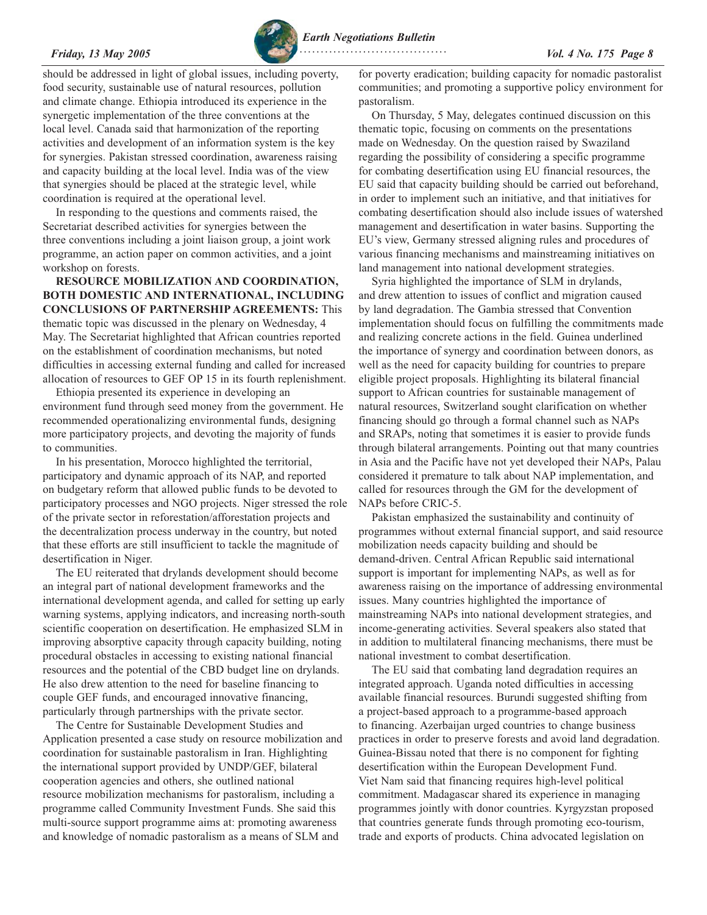should be addressed in light of global issues, including poverty, food security, sustainable use of natural resources, pollution and climate change. Ethiopia introduced its experience in the synergetic implementation of the three conventions at the local level. Canada said that harmonization of the reporting activities and development of an information system is the key for synergies. Pakistan stressed coordination, awareness raising and capacity building at the local level. India was of the view that synergies should be placed at the strategic level, while coordination is required at the operational level.

In responding to the questions and comments raised, the Secretariat described activities for synergies between the three conventions including a joint liaison group, a joint work programme, an action paper on common activities, and a joint workshop on forests.

**RESOURCE MOBILIZATION AND COORDINATION, BOTH DOMESTIC AND INTERNATIONAL, INCLUDING CONCLUSIONS OF PARTNERSHIP AGREEMENTS:** This thematic topic was discussed in the plenary on Wednesday, 4 May. The Secretariat highlighted that African countries reported on the establishment of coordination mechanisms, but noted difficulties in accessing external funding and called for increased allocation of resources to GEF OP 15 in its fourth replenishment.

Ethiopia presented its experience in developing an environment fund through seed money from the government. He recommended operationalizing environmental funds, designing more participatory projects, and devoting the majority of funds to communities.

In his presentation, Morocco highlighted the territorial, participatory and dynamic approach of its NAP, and reported on budgetary reform that allowed public funds to be devoted to participatory processes and NGO projects. Niger stressed the role of the private sector in reforestation/afforestation projects and the decentralization process underway in the country, but noted that these efforts are still insufficient to tackle the magnitude of desertification in Niger.

The EU reiterated that drylands development should become an integral part of national development frameworks and the international development agenda, and called for setting up early warning systems, applying indicators, and increasing north-south scientific cooperation on desertification. He emphasized SLM in improving absorptive capacity through capacity building, noting procedural obstacles in accessing to existing national financial resources and the potential of the CBD budget line on drylands. He also drew attention to the need for baseline financing to couple GEF funds, and encouraged innovative financing, particularly through partnerships with the private sector.

The Centre for Sustainable Development Studies and Application presented a case study on resource mobilization and coordination for sustainable pastoralism in Iran. Highlighting the international support provided by UNDP/GEF, bilateral cooperation agencies and others, she outlined national resource mobilization mechanisms for pastoralism, including a programme called Community Investment Funds. She said this multi-source support programme aims at: promoting awareness and knowledge of nomadic pastoralism as a means of SLM and for poverty eradication; building capacity for nomadic pastoralist communities; and promoting a supportive policy environment for pastoralism.

On Thursday, 5 May, delegates continued discussion on this thematic topic, focusing on comments on the presentations made on Wednesday. On the question raised by Swaziland regarding the possibility of considering a specific programme for combating desertification using EU financial resources, the EU said that capacity building should be carried out beforehand, in order to implement such an initiative, and that initiatives for combating desertification should also include issues of watershed management and desertification in water basins. Supporting the EU's view, Germany stressed aligning rules and procedures of various financing mechanisms and mainstreaming initiatives on land management into national development strategies.

Syria highlighted the importance of SLM in drylands, and drew attention to issues of conflict and migration caused by land degradation. The Gambia stressed that Convention implementation should focus on fulfilling the commitments made and realizing concrete actions in the field. Guinea underlined the importance of synergy and coordination between donors, as well as the need for capacity building for countries to prepare eligible project proposals. Highlighting its bilateral financial support to African countries for sustainable management of natural resources, Switzerland sought clarification on whether financing should go through a formal channel such as NAPs and SRAPs, noting that sometimes it is easier to provide funds through bilateral arrangements. Pointing out that many countries in Asia and the Pacific have not yet developed their NAPs, Palau considered it premature to talk about NAP implementation, and called for resources through the GM for the development of NAPs before CRIC-5.

Pakistan emphasized the sustainability and continuity of programmes without external financial support, and said resource mobilization needs capacity building and should be demand-driven. Central African Republic said international support is important for implementing NAPs, as well as for awareness raising on the importance of addressing environmental issues. Many countries highlighted the importance of mainstreaming NAPs into national development strategies, and income-generating activities. Several speakers also stated that in addition to multilateral financing mechanisms, there must be national investment to combat desertification.

The EU said that combating land degradation requires an integrated approach. Uganda noted difficulties in accessing available financial resources. Burundi suggested shifting from a project-based approach to a programme-based approach to financing. Azerbaijan urged countries to change business practices in order to preserve forests and avoid land degradation. Guinea-Bissau noted that there is no component for fighting desertification within the European Development Fund. Viet Nam said that financing requires high-level political commitment. Madagascar shared its experience in managing programmes jointly with donor countries. Kyrgyzstan proposed that countries generate funds through promoting eco-tourism, trade and exports of products. China advocated legislation on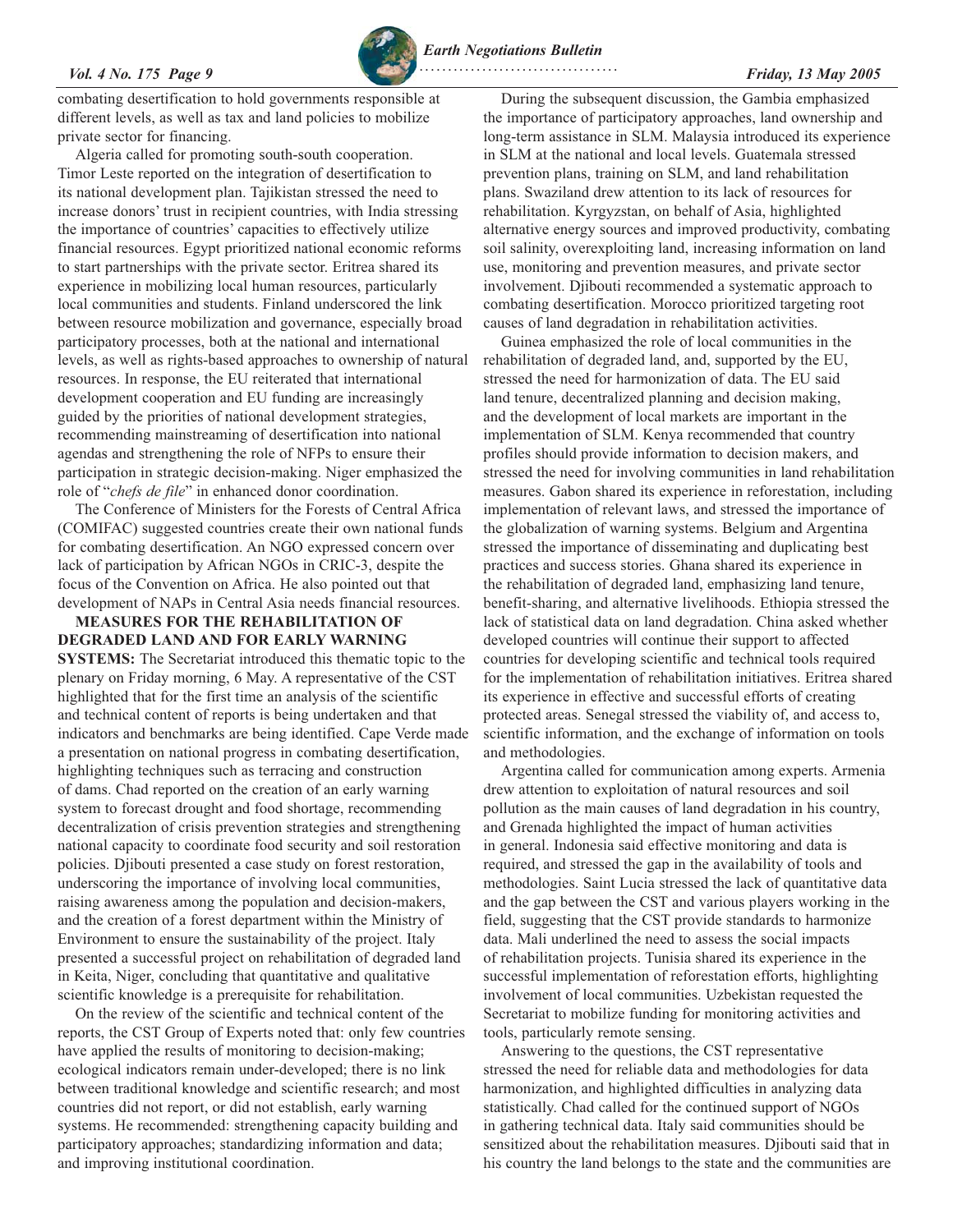combating desertification to hold governments responsible at different levels, as well as tax and land policies to mobilize private sector for financing.

Algeria called for promoting south-south cooperation. Timor Leste reported on the integration of desertification to its national development plan. Tajikistan stressed the need to increase donors' trust in recipient countries, with India stressing the importance of countries' capacities to effectively utilize financial resources. Egypt prioritized national economic reforms to start partnerships with the private sector. Eritrea shared its experience in mobilizing local human resources, particularly local communities and students. Finland underscored the link between resource mobilization and governance, especially broad participatory processes, both at the national and international levels, as well as rights-based approaches to ownership of natural resources. In response, the EU reiterated that international development cooperation and EU funding are increasingly guided by the priorities of national development strategies, recommending mainstreaming of desertification into national agendas and strengthening the role of NFPs to ensure their participation in strategic decision-making. Niger emphasized the role of "*chefs de file*" in enhanced donor coordination.

The Conference of Ministers for the Forests of Central Africa (COMIFAC) suggested countries create their own national funds for combating desertification. An NGO expressed concern over lack of participation by African NGOs in CRIC-3, despite the focus of the Convention on Africa. He also pointed out that development of NAPs in Central Asia needs financial resources.

**MEASURES FOR THE REHABILITATION OF DEGRADED LAND AND FOR EARLY WARNING SYSTEMS:** The Secretariat introduced this thematic topic to the plenary on Friday morning, 6 May. A representative of the CST highlighted that for the first time an analysis of the scientific and technical content of reports is being undertaken and that indicators and benchmarks are being identified. Cape Verde made a presentation on national progress in combating desertification, highlighting techniques such as terracing and construction of dams. Chad reported on the creation of an early warning system to forecast drought and food shortage, recommending decentralization of crisis prevention strategies and strengthening national capacity to coordinate food security and soil restoration policies. Djibouti presented a case study on forest restoration, underscoring the importance of involving local communities, raising awareness among the population and decision-makers, and the creation of a forest department within the Ministry of Environment to ensure the sustainability of the project. Italy presented a successful project on rehabilitation of degraded land in Keita, Niger, concluding that quantitative and qualitative scientific knowledge is a prerequisite for rehabilitation.

On the review of the scientific and technical content of the reports, the CST Group of Experts noted that: only few countries have applied the results of monitoring to decision-making; ecological indicators remain under-developed; there is no link between traditional knowledge and scientific research; and most countries did not report, or did not establish, early warning systems. He recommended: strengthening capacity building and participatory approaches; standardizing information and data; and improving institutional coordination.

During the subsequent discussion, the Gambia emphasized the importance of participatory approaches, land ownership and long-term assistance in SLM. Malaysia introduced its experience in SLM at the national and local levels. Guatemala stressed prevention plans, training on SLM, and land rehabilitation plans. Swaziland drew attention to its lack of resources for rehabilitation. Kyrgyzstan, on behalf of Asia, highlighted alternative energy sources and improved productivity, combating soil salinity, overexploiting land, increasing information on land use, monitoring and prevention measures, and private sector involvement. Djibouti recommended a systematic approach to combating desertification. Morocco prioritized targeting root causes of land degradation in rehabilitation activities.

Guinea emphasized the role of local communities in the rehabilitation of degraded land, and, supported by the EU, stressed the need for harmonization of data. The EU said land tenure, decentralized planning and decision making, and the development of local markets are important in the implementation of SLM. Kenya recommended that country profiles should provide information to decision makers, and stressed the need for involving communities in land rehabilitation measures. Gabon shared its experience in reforestation, including implementation of relevant laws, and stressed the importance of the globalization of warning systems. Belgium and Argentina stressed the importance of disseminating and duplicating best practices and success stories. Ghana shared its experience in the rehabilitation of degraded land, emphasizing land tenure, benefit-sharing, and alternative livelihoods. Ethiopia stressed the lack of statistical data on land degradation. China asked whether developed countries will continue their support to affected countries for developing scientific and technical tools required for the implementation of rehabilitation initiatives. Eritrea shared its experience in effective and successful efforts of creating protected areas. Senegal stressed the viability of, and access to, scientific information, and the exchange of information on tools and methodologies.

Argentina called for communication among experts. Armenia drew attention to exploitation of natural resources and soil pollution as the main causes of land degradation in his country, and Grenada highlighted the impact of human activities in general. Indonesia said effective monitoring and data is required, and stressed the gap in the availability of tools and methodologies. Saint Lucia stressed the lack of quantitative data and the gap between the CST and various players working in the field, suggesting that the CST provide standards to harmonize data. Mali underlined the need to assess the social impacts of rehabilitation projects. Tunisia shared its experience in the successful implementation of reforestation efforts, highlighting involvement of local communities. Uzbekistan requested the Secretariat to mobilize funding for monitoring activities and tools, particularly remote sensing.

Answering to the questions, the CST representative stressed the need for reliable data and methodologies for data harmonization, and highlighted difficulties in analyzing data statistically. Chad called for the continued support of NGOs in gathering technical data. Italy said communities should be sensitized about the rehabilitation measures. Djibouti said that in his country the land belongs to the state and the communities are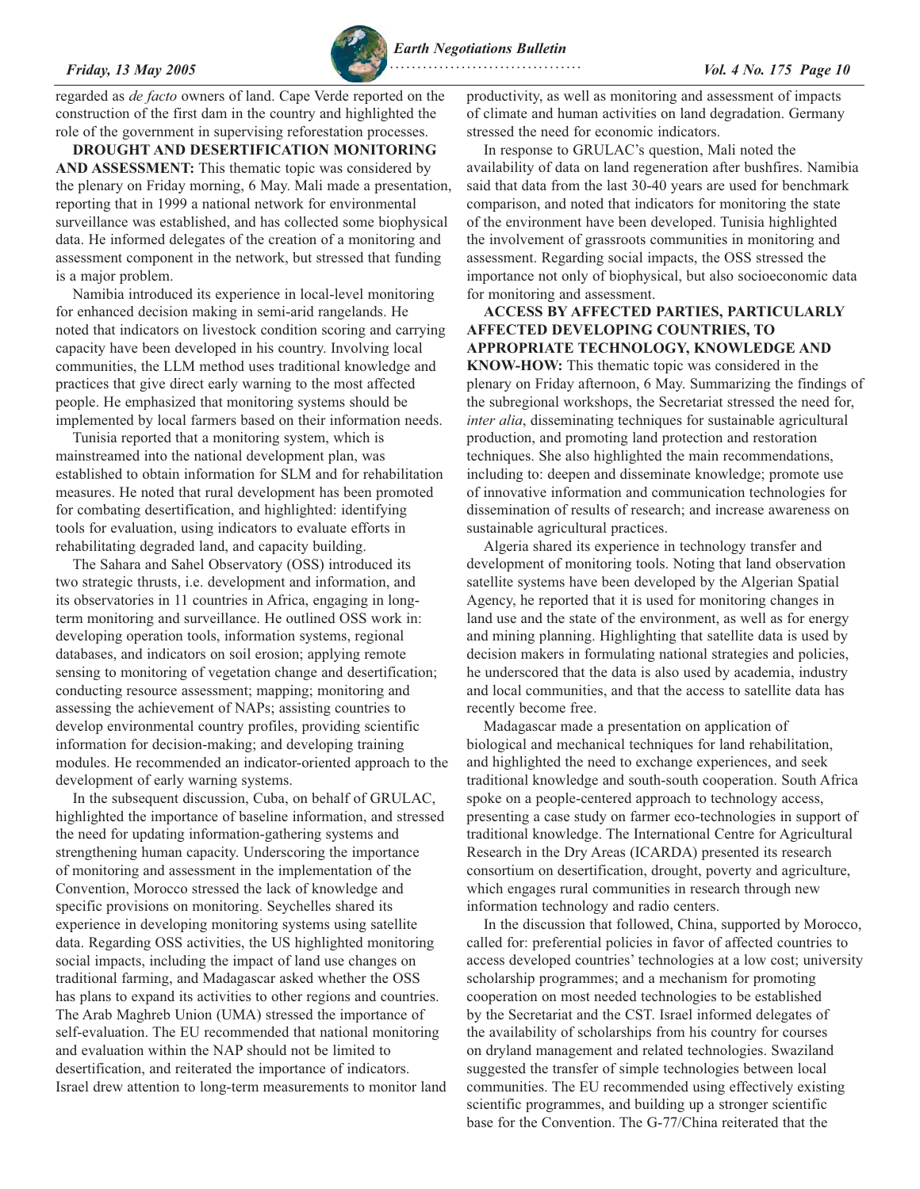regarded as *de facto* owners of land. Cape Verde reported on the construction of the first dam in the country and highlighted the role of the government in supervising reforestation processes.

**DROUGHT AND DESERTIFICATION MONITORING AND ASSESSMENT:** This thematic topic was considered by the plenary on Friday morning, 6 May. Mali made a presentation, reporting that in 1999 a national network for environmental surveillance was established, and has collected some biophysical data. He informed delegates of the creation of a monitoring and assessment component in the network, but stressed that funding is a major problem.

Namibia introduced its experience in local-level monitoring for enhanced decision making in semi-arid rangelands. He noted that indicators on livestock condition scoring and carrying capacity have been developed in his country. Involving local communities, the LLM method uses traditional knowledge and practices that give direct early warning to the most affected people. He emphasized that monitoring systems should be implemented by local farmers based on their information needs.

Tunisia reported that a monitoring system, which is mainstreamed into the national development plan, was established to obtain information for SLM and for rehabilitation measures. He noted that rural development has been promoted for combating desertification, and highlighted: identifying tools for evaluation, using indicators to evaluate efforts in rehabilitating degraded land, and capacity building.

The Sahara and Sahel Observatory (OSS) introduced its two strategic thrusts, i.e. development and information, and its observatories in 11 countries in Africa, engaging in long-term monitoring and surveillance. He outlined OSS work in: developing operation tools, information systems, regional databases, and indicators on soil erosion; applying remote sensing to monitoring of vegetation change and desertification; conducting resource assessment; mapping; monitoring and assessing the achievement of NAPs; assisting countries to develop environmental country profiles, providing scientific information for decision-making; and developing training modules. He recommended an indicator-oriented approach to the development of early warning systems.

In the subsequent discussion, Cuba, on behalf of GRULAC, highlighted the importance of baseline information, and stressed the need for updating information-gathering systems and strengthening human capacity. Underscoring the importance of monitoring and assessment in the implementation of the Convention, Morocco stressed the lack of knowledge and specific provisions on monitoring. Seychelles shared its experience in developing monitoring systems using satellite data. Regarding OSS activities, the US highlighted monitoring social impacts, including the impact of land use changes on traditional farming, and Madagascar asked whether the OSS has plans to expand its activities to other regions and countries. The Arab Maghreb Union (UMA) stressed the importance of self-evaluation. The EU recommended that national monitoring and evaluation within the NAP should not be limited to desertification, and reiterated the importance of indicators. Israel drew attention to long-term measurements to monitor land productivity, as well as monitoring and assessment of impacts of climate and human activities on land degradation. Germany stressed the need for economic indicators.

In response to GRULAC's question, Mali noted the availability of data on land regeneration after bushfires. Namibia said that data from the last 30-40 years are used for benchmark comparison, and noted that indicators for monitoring the state of the environment have been developed. Tunisia highlighted the involvement of grassroots communities in monitoring and assessment. Regarding social impacts, the OSS stressed the importance not only of biophysical, but also socioeconomic data for monitoring and assessment.

**ACCESS BY AFFECTED PARTIES, PARTICULARLY AFFECTED DEVELOPING COUNTRIES, TO APPROPRIATE TECHNOLOGY, KNOWLEDGE AND KNOW-HOW:** This thematic topic was considered in the plenary on Friday afternoon, 6 May. Summarizing the findings of the subregional workshops, the Secretariat stressed the need for, *inter alia*, disseminating techniques for sustainable agricultural production, and promoting land protection and restoration techniques. She also highlighted the main recommendations, including to: deepen and disseminate knowledge; promote use of innovative information and communication technologies for dissemination of results of research; and increase awareness on sustainable agricultural practices.

Algeria shared its experience in technology transfer and development of monitoring tools. Noting that land observation satellite systems have been developed by the Algerian Spatial Agency, he reported that it is used for monitoring changes in land use and the state of the environment, as well as for energy and mining planning. Highlighting that satellite data is used by decision makers in formulating national strategies and policies, he underscored that the data is also used by academia, industry and local communities, and that the access to satellite data has recently become free.

Madagascar made a presentation on application of biological and mechanical techniques for land rehabilitation, and highlighted the need to exchange experiences, and seek traditional knowledge and south-south cooperation. South Africa spoke on a people-centered approach to technology access, presenting a case study on farmer eco-technologies in support of traditional knowledge. The International Centre for Agricultural Research in the Dry Areas (ICARDA) presented its research consortium on desertification, drought, poverty and agriculture, which engages rural communities in research through new information technology and radio centers.

In the discussion that followed, China, supported by Morocco, called for: preferential policies in favor of affected countries to access developed countries' technologies at a low cost; university scholarship programmes; and a mechanism for promoting cooperation on most needed technologies to be established by the Secretariat and the CST. Israel informed delegates of the availability of scholarships from his country for courses on dryland management and related technologies. Swaziland suggested the transfer of simple technologies between local communities. The EU recommended using effectively existing scientific programmes, and building up a stronger scientific base for the Convention. The G-77/China reiterated that the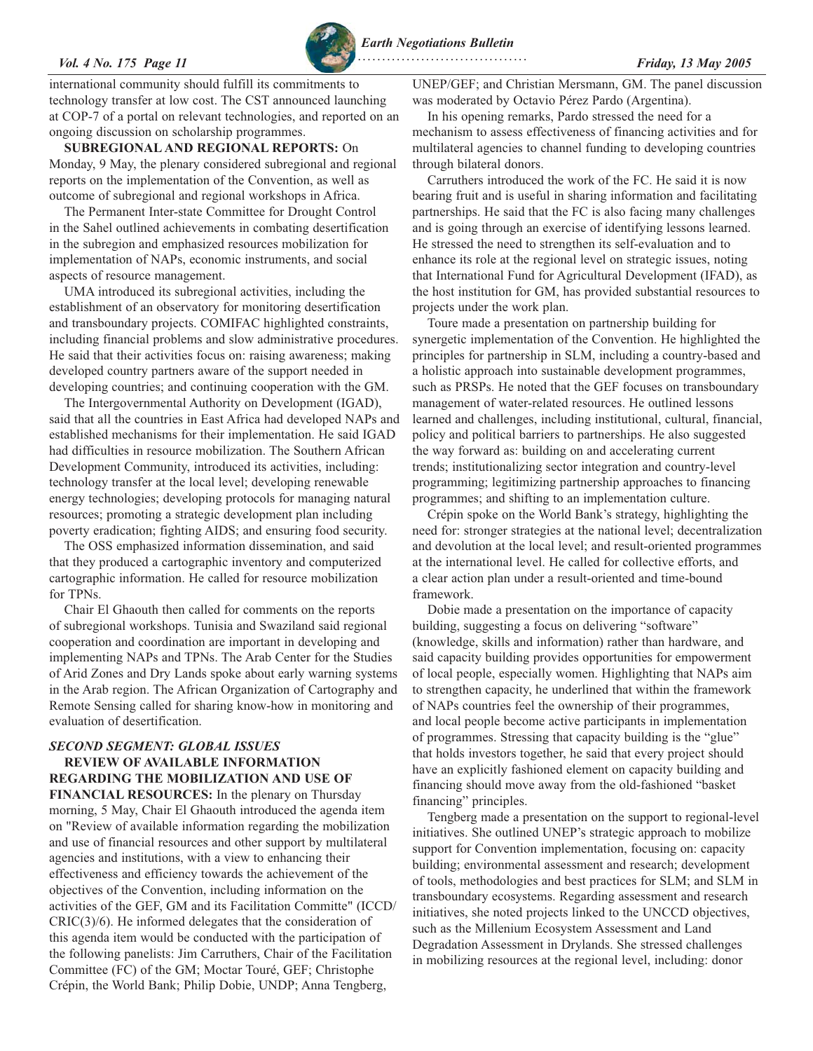international community should fulfill its commitments to technology transfer at low cost. The CST announced launching at COP-7 of a portal on relevant technologies, and reported on an ongoing discussion on scholarship programmes.

**SUBREGIONAL AND REGIONAL REPORTS:** On Monday, 9 May, the plenary considered subregional and regional reports on the implementation of the Convention, as well as outcome of subregional and regional workshops in Africa.

The Permanent Inter-state Committee for Drought Control in the Sahel outlined achievements in combating desertification in the subregion and emphasized resources mobilization for implementation of NAPs, economic instruments, and social aspects of resource management.

UMA introduced its subregional activities, including the establishment of an observatory for monitoring desertification and transboundary projects. COMIFAC highlighted constraints, including financial problems and slow administrative procedures. He said that their activities focus on: raising awareness; making developed country partners aware of the support needed in developing countries; and continuing cooperation with the GM.

The Intergovernmental Authority on Development (IGAD), said that all the countries in East Africa had developed NAPs and established mechanisms for their implementation. He said IGAD had difficulties in resource mobilization. The Southern African Development Community, introduced its activities, including: technology transfer at the local level; developing renewable energy technologies; developing protocols for managing natural resources; promoting a strategic development plan including poverty eradication; fighting AIDS; and ensuring food security.

The OSS emphasized information dissemination, and said that they produced a cartographic inventory and computerized cartographic information. He called for resource mobilization for TPNs.

Chair El Ghaouth then called for comments on the reports of subregional workshops. Tunisia and Swaziland said regional cooperation and coordination are important in developing and implementing NAPs and TPNs. The Arab Center for the Studies of Arid Zones and Dry Lands spoke about early warning systems in the Arab region. The African Organization of Cartography and Remote Sensing called for sharing know-how in monitoring and evaluation of desertification.

### *SECOND SEGMENT: GLOBAL ISSUES*

**REVIEW OF AVAILABLE INFORMATION REGARDING THE MOBILIZATION AND USE OF FINANCIAL RESOURCES:** In the plenary on Thursday morning, 5 May, Chair El Ghaouth introduced the agenda item on "Review of available information regarding the mobilization and use of financial resources and other support by multilateral agencies and institutions, with a view to enhancing their effectiveness and efficiency towards the achievement of the objectives of the Convention, including information on the activities of the GEF, GM and its Facilitation Committe" (ICCD/CRIC(3)/6). He informed delegates that the consideration of this agenda item would be conducted with the participation of the following panelists: Jim Carruthers, Chair of the Facilitation Committee (FC) of the GM; Moctar Touré, GEF; Christophe Crépin, the World Bank; Philip Dobie, UNDP; Anna Tengberg, UNEP/GEF; and Christian Mersmann, GM. The panel discussion was moderated by Octavio Pérez Pardo (Argentina).

In his opening remarks, Pardo stressed the need for a mechanism to assess effectiveness of financing activities and for multilateral agencies to channel funding to developing countries through bilateral donors.

Carruthers introduced the work of the FC. He said it is now bearing fruit and is useful in sharing information and facilitating partnerships. He said that the FC is also facing many challenges and is going through an exercise of identifying lessons learned. He stressed the need to strengthen its self-evaluation and to enhance its role at the regional level on strategic issues, noting that International Fund for Agricultural Development (IFAD), as the host institution for GM, has provided substantial resources to projects under the work plan.

Toure made a presentation on partnership building for synergetic implementation of the Convention. He highlighted the principles for partnership in SLM, including a country-based and a holistic approach into sustainable development programmes, such as PRSPs. He noted that the GEF focuses on transboundary management of water-related resources. He outlined lessons learned and challenges, including institutional, cultural, financial, policy and political barriers to partnerships. He also suggested the way forward as: building on and accelerating current trends; institutionalizing sector integration and country-level programming; legitimizing partnership approaches to financing programmes; and shifting to an implementation culture.

Crépin spoke on the World Bank's strategy, highlighting the need for: stronger strategies at the national level; decentralization and devolution at the local level; and result-oriented programmes at the international level. He called for collective efforts, and a clear action plan under a result-oriented and time-bound framework.

Dobie made a presentation on the importance of capacity building, suggesting a focus on delivering "software" (knowledge, skills and information) rather than hardware, and said capacity building provides opportunities for empowerment of local people, especially women. Highlighting that NAPs aim to strengthen capacity, he underlined that within the framework of NAPs countries feel the ownership of their programmes, and local people become active participants in implementation of programmes. Stressing that capacity building is the "glue" that holds investors together, he said that every project should have an explicitly fashioned element on capacity building and financing should move away from the old-fashioned "basket financing" principles.

Tengberg made a presentation on the support to regional-level initiatives. She outlined UNEP's strategic approach to mobilize support for Convention implementation, focusing on: capacity building; environmental assessment and research; development of tools, methodologies and best practices for SLM; and SLM in transboundary ecosystems. Regarding assessment and research initiatives, she noted projects linked to the UNCCD objectives, such as the Millenium Ecosystem Assessment and Land Degradation Assessment in Drylands. She stressed challenges in mobilizing resources at the regional level, including: donor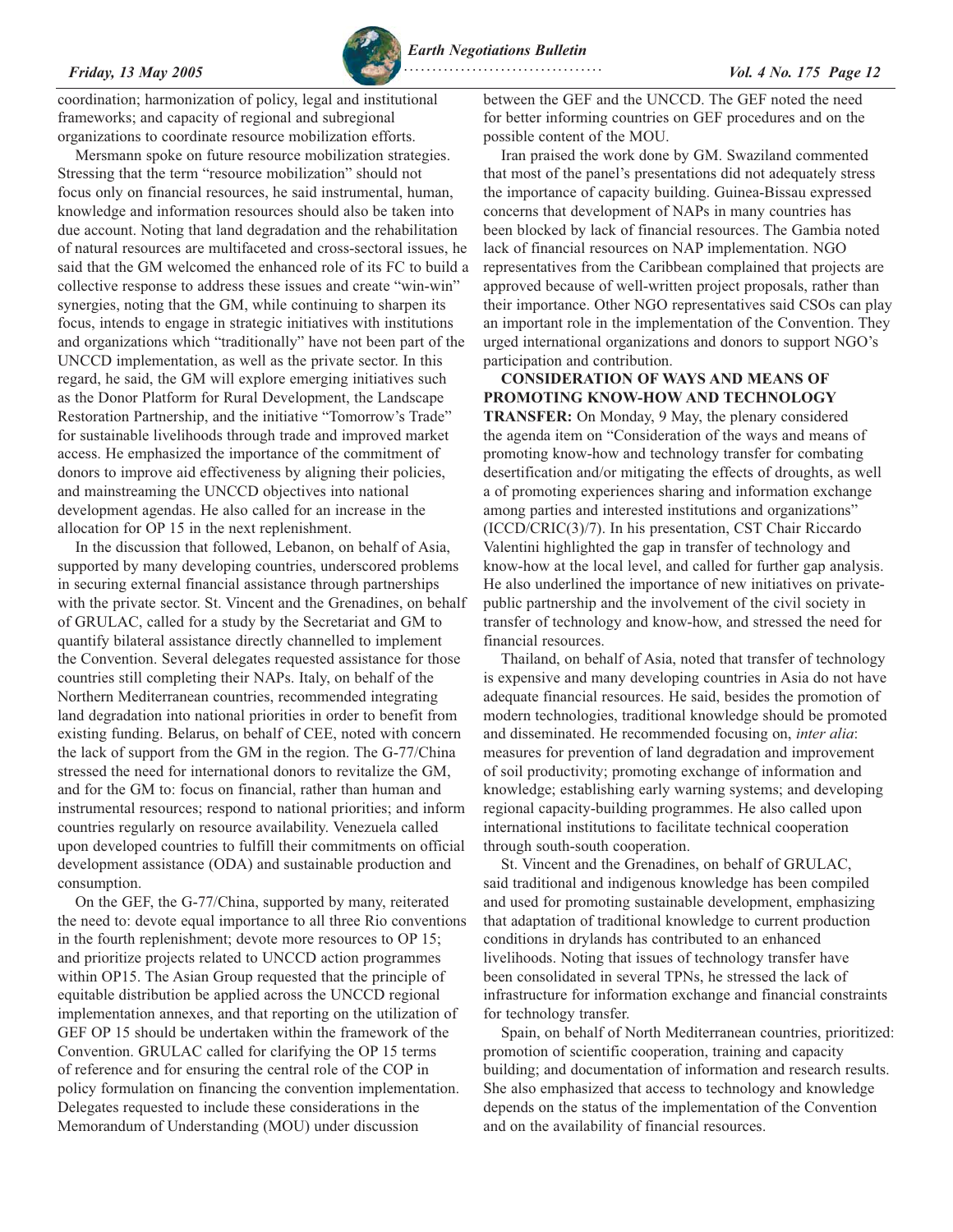coordination; harmonization of policy, legal and institutional frameworks; and capacity of regional and subregional organizations to coordinate resource mobilization efforts.

Mersmann spoke on future resource mobilization strategies. Stressing that the term "resource mobilization" should not focus only on financial resources, he said instrumental, human, knowledge and information resources should also be taken into due account. Noting that land degradation and the rehabilitation of natural resources are multifaceted and cross-sectoral issues, he said that the GM welcomed the enhanced role of its FC to build a collective response to address these issues and create "win-win" synergies, noting that the GM, while continuing to sharpen its focus, intends to engage in strategic initiatives with institutions and organizations which "traditionally" have not been part of the UNCCD implementation, as well as the private sector. In this regard, he said, the GM will explore emerging initiatives such as the Donor Platform for Rural Development, the Landscape Restoration Partnership, and the initiative "Tomorrow's Trade" for sustainable livelihoods through trade and improved market access. He emphasized the importance of the commitment of donors to improve aid effectiveness by aligning their policies, and mainstreaming the UNCCD objectives into national development agendas. He also called for an increase in the allocation for OP 15 in the next replenishment.

In the discussion that followed, Lebanon, on behalf of Asia, supported by many developing countries, underscored problems in securing external financial assistance through partnerships with the private sector. St. Vincent and the Grenadines, on behalf of GRULAC, called for a study by the Secretariat and GM to quantify bilateral assistance directly channelled to implement the Convention. Several delegates requested assistance for those countries still completing their NAPs. Italy, on behalf of the Northern Mediterranean countries, recommended integrating land degradation into national priorities in order to benefit from existing funding. Belarus, on behalf of CEE, noted with concern the lack of support from the GM in the region. The G-77/China stressed the need for international donors to revitalize the GM, and for the GM to: focus on financial, rather than human and instrumental resources; respond to national priorities; and inform countries regularly on resource availability. Venezuela called upon developed countries to fulfill their commitments on official development assistance (ODA) and sustainable production and consumption.

On the GEF, the G-77/China, supported by many, reiterated the need to: devote equal importance to all three Rio conventions in the fourth replenishment; devote more resources to OP 15; and prioritize projects related to UNCCD action programmes within OP15. The Asian Group requested that the principle of equitable distribution be applied across the UNCCD regional implementation annexes, and that reporting on the utilization of GEF OP 15 should be undertaken within the framework of the Convention. GRULAC called for clarifying the OP 15 terms of reference and for ensuring the central role of the COP in policy formulation on financing the convention implementation. Delegates requested to include these considerations in the Memorandum of Understanding (MOU) under discussion between the GEF and the UNCCD. The GEF noted the need for better informing countries on GEF procedures and on the possible content of the MOU.

Iran praised the work done by GM. Swaziland commented that most of the panel's presentations did not adequately stress the importance of capacity building. Guinea-Bissau expressed concerns that development of NAPs in many countries has been blocked by lack of financial resources. The Gambia noted lack of financial resources on NAP implementation. NGO representatives from the Caribbean complained that projects are approved because of well-written project proposals, rather than their importance. Other NGO representatives said CSOs can play an important role in the implementation of the Convention. They urged international organizations and donors to support NGO's participation and contribution.

**CONSIDERATION OF WAYS AND MEANS OF PROMOTING KNOW-HOW AND TECHNOLOGY TRANSFER:** On Monday, 9 May, the plenary considered the agenda item on "Consideration of the ways and means of promoting know-how and technology transfer for combating desertification and/or mitigating the effects of droughts, as well a of promoting experiences sharing and information exchange among parties and interested institutions and organizations" (ICCD/CRIC(3)/7). In his presentation, CST Chair Riccardo Valentini highlighted the gap in transfer of technology and know-how at the local level, and called for further gap analysis. He also underlined the importance of new initiatives on private-public partnership and the involvement of the civil society in transfer of technology and know-how, and stressed the need for financial resources.

Thailand, on behalf of Asia, noted that transfer of technology is expensive and many developing countries in Asia do not have adequate financial resources. He said, besides the promotion of modern technologies, traditional knowledge should be promoted and disseminated. He recommended focusing on, *inter alia*: measures for prevention of land degradation and improvement of soil productivity; promoting exchange of information and knowledge; establishing early warning systems; and developing regional capacity-building programmes. He also called upon international institutions to facilitate technical cooperation through south-south cooperation.

St. Vincent and the Grenadines, on behalf of GRULAC, said traditional and indigenous knowledge has been compiled and used for promoting sustainable development, emphasizing that adaptation of traditional knowledge to current production conditions in drylands has contributed to an enhanced livelihoods. Noting that issues of technology transfer have been consolidated in several TPNs, he stressed the lack of infrastructure for information exchange and financial constraints for technology transfer.

Spain, on behalf of North Mediterranean countries, prioritized: promotion of scientific cooperation, training and capacity building; and documentation of information and research results. She also emphasized that access to technology and knowledge depends on the status of the implementation of the Convention and on the availability of financial resources.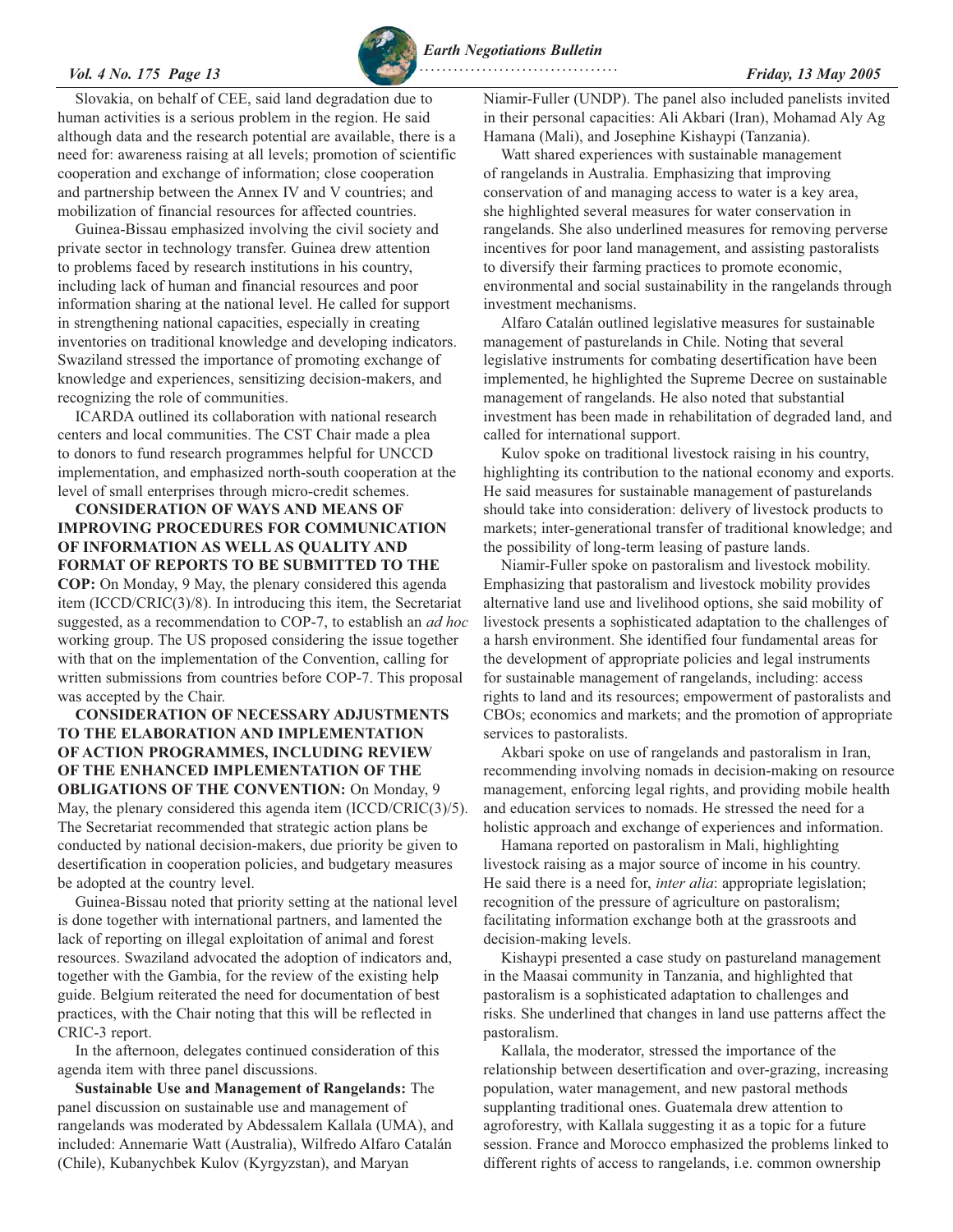Slovakia, on behalf of CEE, said land degradation due to human activities is a serious problem in the region. He said although data and the research potential are available, there is a need for: awareness raising at all levels; promotion of scientific cooperation and exchange of information; close cooperation and partnership between the Annex IV and V countries; and mobilization of financial resources for affected countries.

Guinea-Bissau emphasized involving the civil society and private sector in technology transfer. Guinea drew attention to problems faced by research institutions in his country, including lack of human and financial resources and poor information sharing at the national level. He called for support in strengthening national capacities, especially in creating inventories on traditional knowledge and developing indicators. Swaziland stressed the importance of promoting exchange of knowledge and experiences, sensitizing decision-makers, and recognizing the role of communities.

ICARDA outlined its collaboration with national research centers and local communities. The CST Chair made a plea to donors to fund research programmes helpful for UNCCD implementation, and emphasized north-south cooperation at the level of small enterprises through micro-credit schemes.

**CONSIDERATION OF WAYS AND MEANS OF IMPROVING PROCEDURES FOR COMMUNICATION OF INFORMATION AS WELL AS QUALITY AND FORMAT OF REPORTS TO BE SUBMITTED TO THE COP:** On Monday, 9 May, the plenary considered this agenda item (ICCD/CRIC(3)/8). In introducing this item, the Secretariat suggested, as a recommendation to COP-7, to establish an *ad hoc* working group. The US proposed considering the issue together with that on the implementation of the Convention, calling for written submissions from countries before COP-7. This proposal was accepted by the Chair.

**CONSIDERATION OF NECESSARY ADJUSTMENTS TO THE ELABORATION AND IMPLEMENTATION OF ACTION PROGRAMMES, INCLUDING REVIEW OF THE ENHANCED IMPLEMENTATION OF THE OBLIGATIONS OF THE CONVENTION:** On Monday, 9 May, the plenary considered this agenda item (ICCD/CRIC(3)/5). The Secretariat recommended that strategic action plans be conducted by national decision-makers, due priority be given to desertification in cooperation policies, and budgetary measures be adopted at the country level.

Guinea-Bissau noted that priority setting at the national level is done together with international partners, and lamented the lack of reporting on illegal exploitation of animal and forest resources. Swaziland advocated the adoption of indicators and, together with the Gambia, for the review of the existing help guide. Belgium reiterated the need for documentation of best practices, with the Chair noting that this will be reflected in CRIC-3 report.

In the afternoon, delegates continued consideration of this agenda item with three panel discussions.

**Sustainable Use and Management of Rangelands:** The panel discussion on sustainable use and management of rangelands was moderated by Abdessalem Kallala (UMA), and included: Annemarie Watt (Australia), Wilfredo Alfaro Catalán (Chile), Kubanychbek Kulov (Kyrgyzstan), and Maryan Niamir-Fuller (UNDP). The panel also included panelists invited in their personal capacities: Ali Akbari (Iran), Mohamad Aly Ag Hamana (Mali), and Josephine Kishaypi (Tanzania).

Watt shared experiences with sustainable management of rangelands in Australia. Emphasizing that improving conservation of and managing access to water is a key area, she highlighted several measures for water conservation in rangelands. She also underlined measures for removing perverse incentives for poor land management, and assisting pastoralists to diversify their farming practices to promote economic, environmental and social sustainability in the rangelands through investment mechanisms.

Alfaro Catalán outlined legislative measures for sustainable management of pasturelands in Chile. Noting that several legislative instruments for combating desertification have been implemented, he highlighted the Supreme Decree on sustainable management of rangelands. He also noted that substantial investment has been made in rehabilitation of degraded land, and called for international support.

Kulov spoke on traditional livestock raising in his country, highlighting its contribution to the national economy and exports. He said measures for sustainable management of pasturelands should take into consideration: delivery of livestock products to markets; inter-generational transfer of traditional knowledge; and the possibility of long-term leasing of pasture lands.

Niamir-Fuller spoke on pastoralism and livestock mobility. Emphasizing that pastoralism and livestock mobility provides alternative land use and livelihood options, she said mobility of livestock presents a sophisticated adaptation to the challenges of a harsh environment. She identified four fundamental areas for the development of appropriate policies and legal instruments for sustainable management of rangelands, including: access rights to land and its resources; empowerment of pastoralists and CBOs; economics and markets; and the promotion of appropriate services to pastoralists.

Akbari spoke on use of rangelands and pastoralism in Iran, recommending involving nomads in decision-making on resource management, enforcing legal rights, and providing mobile health and education services to nomads. He stressed the need for a holistic approach and exchange of experiences and information.

Hamana reported on pastoralism in Mali, highlighting livestock raising as a major source of income in his country. He said there is a need for, *inter alia*: appropriate legislation; recognition of the pressure of agriculture on pastoralism; facilitating information exchange both at the grassroots and decision-making levels.

Kishaypi presented a case study on pastureland management in the Maasai community in Tanzania, and highlighted that pastoralism is a sophisticated adaptation to challenges and risks. She underlined that changes in land use patterns affect the pastoralism.

Kallala, the moderator, stressed the importance of the relationship between desertification and over-grazing, increasing population, water management, and new pastoral methods supplanting traditional ones. Guatemala drew attention to agroforestry, with Kallala suggesting it as a topic for a future session. France and Morocco emphasized the problems linked to different rights of access to rangelands, i.e. common ownership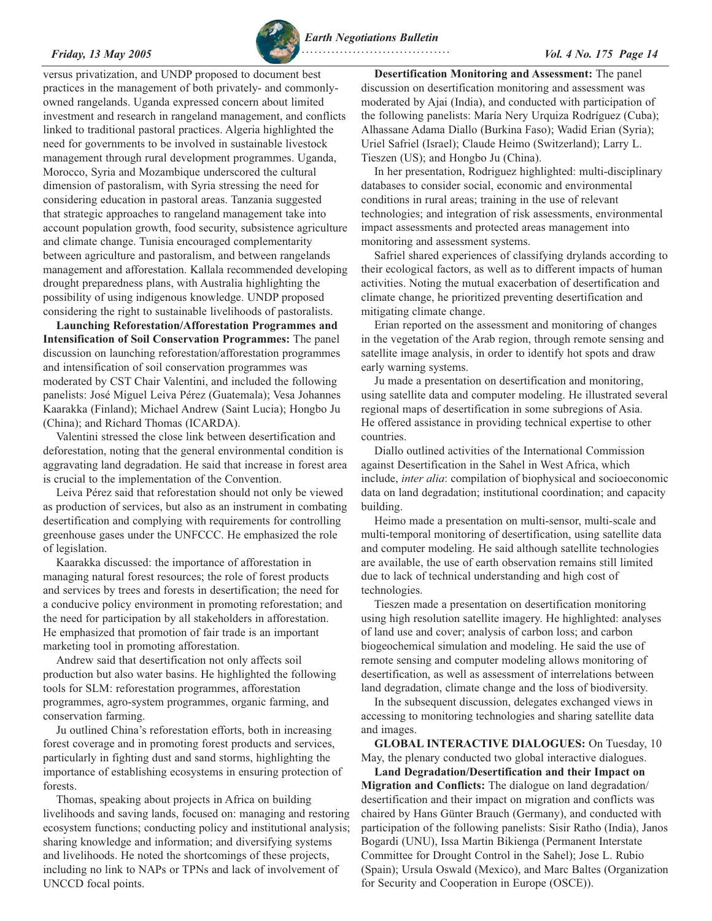versus privatization, and UNDP proposed to document best practices in the management of both privately- and commonly-owned rangelands. Uganda expressed concern about limited investment and research in rangeland management, and conflicts linked to traditional pastoral practices. Algeria highlighted the need for governments to be involved in sustainable livestock management through rural development programmes. Uganda, Morocco, Syria and Mozambique underscored the cultural dimension of pastoralism, with Syria stressing the need for considering education in pastoral areas. Tanzania suggested that strategic approaches to rangeland management take into account population growth, food security, subsistence agriculture and climate change. Tunisia encouraged complementarity between agriculture and pastoralism, and between rangelands management and afforestation. Kallala recommended developing drought preparedness plans, with Australia highlighting the possibility of using indigenous knowledge. UNDP proposed considering the right to sustainable livelihoods of pastoralists.

**Launching Reforestation/Afforestation Programmes and Intensification of Soil Conservation Programmes:** The panel discussion on launching reforestation/afforestation programmes and intensification of soil conservation programmes was moderated by CST Chair Valentini, and included the following panelists: José Miguel Leiva Pérez (Guatemala); Vesa Johannes Kaarakka (Finland); Michael Andrew (Saint Lucia); Hongbo Ju (China); and Richard Thomas (ICARDA).

Valentini stressed the close link between desertification and deforestation, noting that the general environmental condition is aggravating land degradation. He said that increase in forest area is crucial to the implementation of the Convention.

Leiva Pérez said that reforestation should not only be viewed as production of services, but also as an instrument in combating desertification and complying with requirements for controlling greenhouse gases under the UNFCCC. He emphasized the role of legislation.

Kaarakka discussed: the importance of afforestation in managing natural forest resources; the role of forest products and services by trees and forests in desertification; the need for a conducive policy environment in promoting reforestation; and the need for participation by all stakeholders in afforestation. He emphasized that promotion of fair trade is an important marketing tool in promoting afforestation.

Andrew said that desertification not only affects soil production but also water basins. He highlighted the following tools for SLM: reforestation programmes, afforestation programmes, agro-system programmes, organic farming, and conservation farming.

Ju outlined China's reforestation efforts, both in increasing forest coverage and in promoting forest products and services, particularly in fighting dust and sand storms, highlighting the importance of establishing ecosystems in ensuring protection of forests.

Thomas, speaking about projects in Africa on building livelihoods and saving lands, focused on: managing and restoring ecosystem functions; conducting policy and institutional analysis; sharing knowledge and information; and diversifying systems and livelihoods. He noted the shortcomings of these projects, including no link to NAPs or TPNs and lack of involvement of UNCCD focal points.

**Desertification Monitoring and Assessment:** The panel discussion on desertification monitoring and assessment was moderated by Ajai (India), and conducted with participation of the following panelists: María Nery Urquiza Rodríguez (Cuba); Alhassane Adama Diallo (Burkina Faso); Wadid Erian (Syria); Uriel Safriel (Israel); Claude Heimo (Switzerland); Larry L. Tieszen (US); and Hongbo Ju (China).

In her presentation, Rodriguez highlighted: multi-disciplinary databases to consider social, economic and environmental conditions in rural areas; training in the use of relevant technologies; and integration of risk assessments, environmental impact assessments and protected areas management into monitoring and assessment systems.

Safriel shared experiences of classifying drylands according to their ecological factors, as well as to different impacts of human activities. Noting the mutual exacerbation of desertification and climate change, he prioritized preventing desertification and mitigating climate change.

Erian reported on the assessment and monitoring of changes in the vegetation of the Arab region, through remote sensing and satellite image analysis, in order to identify hot spots and draw early warning systems.

Ju made a presentation on desertification and monitoring, using satellite data and computer modeling. He illustrated several regional maps of desertification in some subregions of Asia. He offered assistance in providing technical expertise to other countries.

Diallo outlined activities of the International Commission against Desertification in the Sahel in West Africa, which include, *inter alia*: compilation of biophysical and socioeconomic data on land degradation; institutional coordination; and capacity building.

Heimo made a presentation on multi-sensor, multi-scale and multi-temporal monitoring of desertification, using satellite data and computer modeling. He said although satellite technologies are available, the use of earth observation remains still limited due to lack of technical understanding and high cost of technologies.

Tieszen made a presentation on desertification monitoring using high resolution satellite imagery. He highlighted: analyses of land use and cover; analysis of carbon loss; and carbon biogeochemical simulation and modeling. He said the use of remote sensing and computer modeling allows monitoring of desertification, as well as assessment of interrelations between land degradation, climate change and the loss of biodiversity.

In the subsequent discussion, delegates exchanged views in accessing to monitoring technologies and sharing satellite data and images.

**GLOBAL INTERACTIVE DIALOGUES:** On Tuesday, 10 May, the plenary conducted two global interactive dialogues.

**Land Degradation/Desertification and their Impact on Migration and Conflicts:** The dialogue on land degradation/desertification and their impact on migration and conflicts was chaired by Hans Günter Brauch (Germany), and conducted with participation of the following panelists: Sisir Ratho (India), Janos Bogardi (UNU), Issa Martin Bikienga (Permanent Interstate Committee for Drought Control in the Sahel); Jose L. Rubio (Spain); Ursula Oswald (Mexico), and Marc Baltes (Organization for Security and Cooperation in Europe (OSCE)).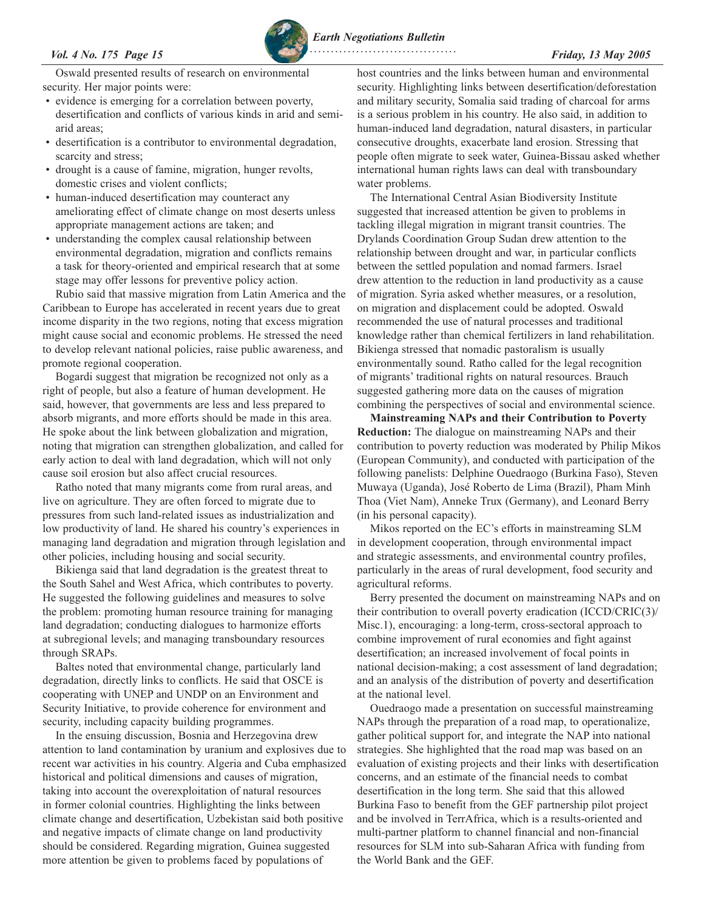Oswald presented results of research on environmental security. Her major points were:

- evidence is emerging for a correlation between poverty, desertification and conflicts of various kinds in arid and semi-arid areas;
- desertification is a contributor to environmental degradation, scarcity and stress;
- drought is a cause of famine, migration, hunger revolts, domestic crises and violent conflicts;
- human-induced desertification may counteract any ameliorating effect of climate change on most deserts unless appropriate management actions are taken; and
- understanding the complex causal relationship between environmental degradation, migration and conflicts remains a task for theory-oriented and empirical research that at some stage may offer lessons for preventive policy action.

Rubio said that massive migration from Latin America and the Caribbean to Europe has accelerated in recent years due to great income disparity in the two regions, noting that excess migration might cause social and economic problems. He stressed the need to develop relevant national policies, raise public awareness, and promote regional cooperation.

Bogardi suggest that migration be recognized not only as a right of people, but also a feature of human development. He said, however, that governments are less and less prepared to absorb migrants, and more efforts should be made in this area. He spoke about the link between globalization and migration, noting that migration can strengthen globalization, and called for early action to deal with land degradation, which will not only cause soil erosion but also affect crucial resources.

Ratho noted that many migrants come from rural areas, and live on agriculture. They are often forced to migrate due to pressures from such land-related issues as industrialization and low productivity of land. He shared his country's experiences in managing land degradation and migration through legislation and other policies, including housing and social security.

Bikienga said that land degradation is the greatest threat to the South Sahel and West Africa, which contributes to poverty. He suggested the following guidelines and measures to solve the problem: promoting human resource training for managing land degradation; conducting dialogues to harmonize efforts at subregional levels; and managing transboundary resources through SRAPs.

Baltes noted that environmental change, particularly land degradation, directly links to conflicts. He said that OSCE is cooperating with UNEP and UNDP on an Environment and Security Initiative, to provide coherence for environment and security, including capacity building programmes.

In the ensuing discussion, Bosnia and Herzegovina drew attention to land contamination by uranium and explosives due to recent war activities in his country. Algeria and Cuba emphasized historical and political dimensions and causes of migration, taking into account the overexploitation of natural resources in former colonial countries. Highlighting the links between climate change and desertification, Uzbekistan said both positive and negative impacts of climate change on land productivity should be considered. Regarding migration, Guinea suggested more attention be given to problems faced by populations of host countries and the links between human and environmental security. Highlighting links between desertification/deforestation and military security, Somalia said trading of charcoal for arms is a serious problem in his country. He also said, in addition to human-induced land degradation, natural disasters, in particular consecutive droughts, exacerbate land erosion. Stressing that people often migrate to seek water, Guinea-Bissau asked whether international human rights laws can deal with transboundary water problems.

The International Central Asian Biodiversity Institute suggested that increased attention be given to problems in tackling illegal migration in migrant transit countries. The Drylands Coordination Group Sudan drew attention to the relationship between drought and war, in particular conflicts between the settled population and nomad farmers. Israel drew attention to the reduction in land productivity as a cause of migration. Syria asked whether measures, or a resolution, on migration and displacement could be adopted. Oswald recommended the use of natural processes and traditional knowledge rather than chemical fertilizers in land rehabilitation. Bikienga stressed that nomadic pastoralism is usually environmentally sound. Ratho called for the legal recognition of migrants' traditional rights on natural resources. Brauch suggested gathering more data on the causes of migration combining the perspectives of social and environmental science.

**Mainstreaming NAPs and their Contribution to Poverty Reduction:** The dialogue on mainstreaming NAPs and their contribution to poverty reduction was moderated by Philip Mikos (European Community), and conducted with participation of the following panelists: Delphine Ouedraogo (Burkina Faso), Steven Muwaya (Uganda), José Roberto de Lima (Brazil), Pham Minh Thoa (Viet Nam), Anneke Trux (Germany), and Leonard Berry (in his personal capacity).

Mikos reported on the EC's efforts in mainstreaming SLM in development cooperation, through environmental impact and strategic assessments, and environmental country profiles, particularly in the areas of rural development, food security and agricultural reforms.

Berry presented the document on mainstreaming NAPs and on their contribution to overall poverty eradication (ICCD/CRIC(3)/Misc.1), encouraging: a long-term, cross-sectoral approach to combine improvement of rural economies and fight against desertification; an increased involvement of focal points in national decision-making; a cost assessment of land degradation; and an analysis of the distribution of poverty and desertification at the national level.

Ouedraogo made a presentation on successful mainstreaming NAPs through the preparation of a road map, to operationalize, gather political support for, and integrate the NAP into national strategies. She highlighted that the road map was based on an evaluation of existing projects and their links with desertification concerns, and an estimate of the financial needs to combat desertification in the long term. She said that this allowed Burkina Faso to benefit from the GEF partnership pilot project and be involved in TerrAfrica, which is a results-oriented and multi-partner platform to channel financial and non-financial resources for SLM into sub-Saharan Africa with funding from the World Bank and the GEF.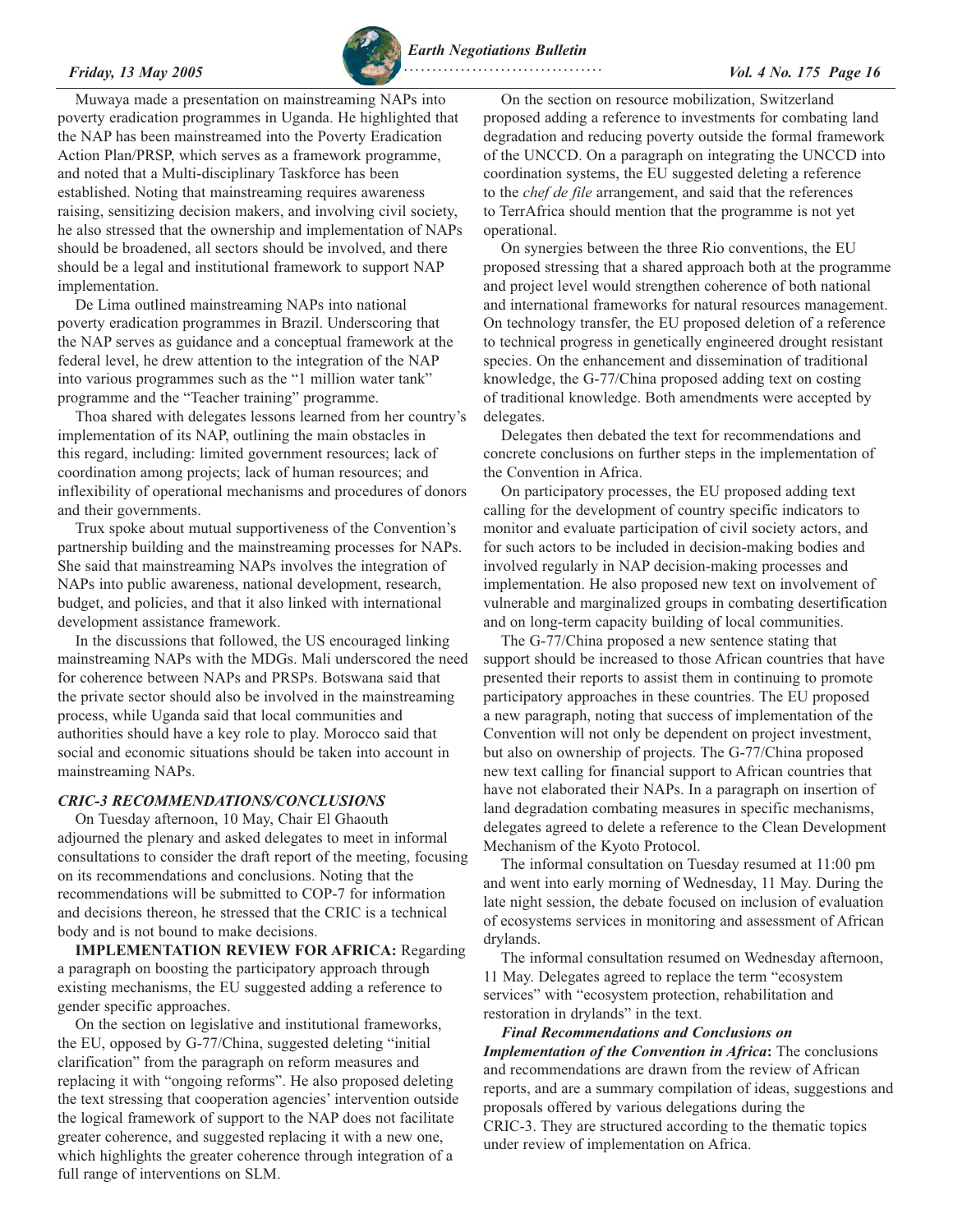Muwaya made a presentation on mainstreaming NAPs into poverty eradication programmes in Uganda. He highlighted that the NAP has been mainstreamed into the Poverty Eradication Action Plan/PRSP, which serves as a framework programme, and noted that a Multi-disciplinary Taskforce has been established. Noting that mainstreaming requires awareness raising, sensitizing decision makers, and involving civil society, he also stressed that the ownership and implementation of NAPs should be broadened, all sectors should be involved, and there should be a legal and institutional framework to support NAP implementation.

De Lima outlined mainstreaming NAPs into national poverty eradication programmes in Brazil. Underscoring that the NAP serves as guidance and a conceptual framework at the federal level, he drew attention to the integration of the NAP into various programmes such as the "1 million water tank" programme and the "Teacher training" programme.

Thoa shared with delegates lessons learned from her country's implementation of its NAP, outlining the main obstacles in this regard, including: limited government resources; lack of coordination among projects; lack of human resources; and inflexibility of operational mechanisms and procedures of donors and their governments.

Trux spoke about mutual supportiveness of the Convention's partnership building and the mainstreaming processes for NAPs. She said that mainstreaming NAPs involves the integration of NAPs into public awareness, national development, research, budget, and policies, and that it also linked with international development assistance framework.

In the discussions that followed, the US encouraged linking mainstreaming NAPs with the MDGs. Mali underscored the need for coherence between NAPs and PRSPs. Botswana said that the private sector should also be involved in the mainstreaming process, while Uganda said that local communities and authorities should have a key role to play. Morocco said that social and economic situations should be taken into account in mainstreaming NAPs.

### *CRIC-3 RECOMMENDATIONS/CONCLUSIONS*

On Tuesday afternoon, 10 May, Chair El Ghaouth adjourned the plenary and asked delegates to meet in informal consultations to consider the draft report of the meeting, focusing on its recommendations and conclusions. Noting that the recommendations will be submitted to COP-7 for information and decisions thereon, he stressed that the CRIC is a technical body and is not bound to make decisions.

**IMPLEMENTATION REVIEW FOR AFRICA:** Regarding a paragraph on boosting the participatory approach through existing mechanisms, the EU suggested adding a reference to gender specific approaches.

On the section on legislative and institutional frameworks, the EU, opposed by G-77/China, suggested deleting "initial clarification" from the paragraph on reform measures and replacing it with "ongoing reforms". He also proposed deleting the text stressing that cooperation agencies' intervention outside the logical framework of support to the NAP does not facilitate greater coherence, and suggested replacing it with a new one, which highlights the greater coherence through integration of a full range of interventions on SLM.

On the section on resource mobilization, Switzerland proposed adding a reference to investments for combating land degradation and reducing poverty outside the formal framework of the UNCCD. On a paragraph on integrating the UNCCD into coordination systems, the EU suggested deleting a reference to the *chef de file* arrangement, and said that the references to TerrAfrica should mention that the programme is not yet operational.

On synergies between the three Rio conventions, the EU proposed stressing that a shared approach both at the programme and project level would strengthen coherence of both national and international frameworks for natural resources management. On technology transfer, the EU proposed deletion of a reference to technical progress in genetically engineered drought resistant species. On the enhancement and dissemination of traditional knowledge, the G-77/China proposed adding text on costing of traditional knowledge. Both amendments were accepted by delegates.

Delegates then debated the text for recommendations and concrete conclusions on further steps in the implementation of the Convention in Africa.

On participatory processes, the EU proposed adding text calling for the development of country specific indicators to monitor and evaluate participation of civil society actors, and for such actors to be included in decision-making bodies and involved regularly in NAP decision-making processes and implementation. He also proposed new text on involvement of vulnerable and marginalized groups in combating desertification and on long-term capacity building of local communities.

The G-77/China proposed a new sentence stating that support should be increased to those African countries that have presented their reports to assist them in continuing to promote participatory approaches in these countries. The EU proposed a new paragraph, noting that success of implementation of the Convention will not only be dependent on project investment, but also on ownership of projects. The G-77/China proposed new text calling for financial support to African countries that have not elaborated their NAPs. In a paragraph on insertion of land degradation combating measures in specific mechanisms, delegates agreed to delete a reference to the Clean Development Mechanism of the Kyoto Protocol.

The informal consultation on Tuesday resumed at 11:00 pm and went into early morning of Wednesday, 11 May. During the late night session, the debate focused on inclusion of evaluation of ecosystems services in monitoring and assessment of African drylands.

The informal consultation resumed on Wednesday afternoon, 11 May. Delegates agreed to replace the term "ecosystem services" with "ecosystem protection, rehabilitation and restoration in drylands" in the text.

***Final Recommendations and Conclusions on Implementation of the Convention in Africa*:** The conclusions and recommendations are drawn from the review of African reports, and are a summary compilation of ideas, suggestions and proposals offered by various delegations during the CRIC-3. They are structured according to the thematic topics under review of implementation on Africa.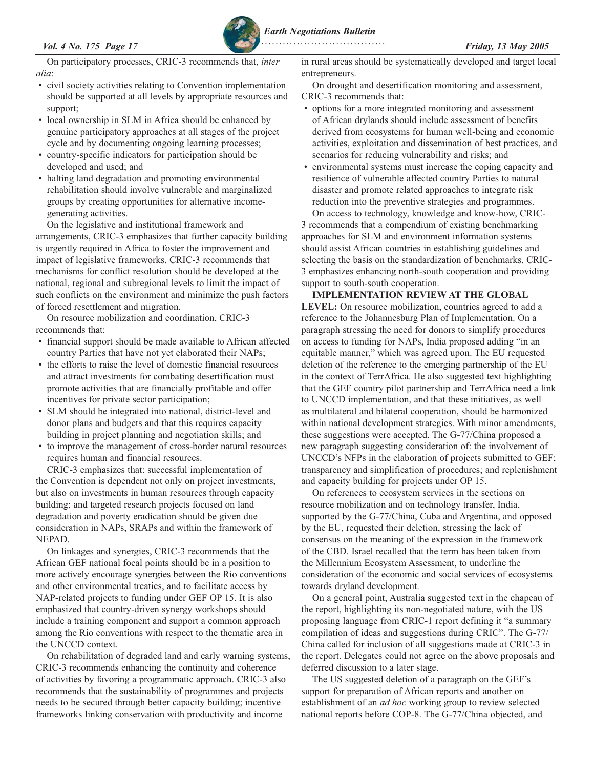On participatory processes, CRIC-3 recommends that, *inter alia*:

- civil society activities relating to Convention implementation should be supported at all levels by appropriate resources and support;
- local ownership in SLM in Africa should be enhanced by genuine participatory approaches at all stages of the project cycle and by documenting ongoing learning processes;
- country-specific indicators for participation should be developed and used; and
- halting land degradation and promoting environmental rehabilitation should involve vulnerable and marginalized groups by creating opportunities for alternative income-generating activities.

On the legislative and institutional framework and arrangements, CRIC-3 emphasizes that further capacity building is urgently required in Africa to foster the improvement and impact of legislative frameworks. CRIC-3 recommends that mechanisms for conflict resolution should be developed at the national, regional and subregional levels to limit the impact of such conflicts on the environment and minimize the push factors of forced resettlement and migration.

On resource mobilization and coordination, CRIC-3 recommends that:

- financial support should be made available to African affected country Parties that have not yet elaborated their NAPs;
- the efforts to raise the level of domestic financial resources and attract investments for combating desertification must promote activities that are financially profitable and offer incentives for private sector participation;
- SLM should be integrated into national, district-level and donor plans and budgets and that this requires capacity building in project planning and negotiation skills; and
- to improve the management of cross-border natural resources requires human and financial resources.

CRIC-3 emphasizes that: successful implementation of the Convention is dependent not only on project investments, but also on investments in human resources through capacity building; and targeted research projects focused on land degradation and poverty eradication should be given due consideration in NAPs, SRAPs and within the framework of NEPAD.

On linkages and synergies, CRIC-3 recommends that the African GEF national focal points should be in a position to more actively encourage synergies between the Rio conventions and other environmental treaties, and to facilitate access by NAP-related projects to funding under GEF OP 15. It is also emphasized that country-driven synergy workshops should include a training component and support a common approach among the Rio conventions with respect to the thematic area in the UNCCD context.

On rehabilitation of degraded land and early warning systems, CRIC-3 recommends enhancing the continuity and coherence of activities by favoring a programmatic approach. CRIC-3 also recommends that the sustainability of programmes and projects needs to be secured through better capacity building; incentive frameworks linking conservation with productivity and income in rural areas should be systematically developed and target local entrepreneurs.

On drought and desertification monitoring and assessment, CRIC-3 recommends that:

- options for a more integrated monitoring and assessment of African drylands should include assessment of benefits derived from ecosystems for human well-being and economic activities, exploitation and dissemination of best practices, and scenarios for reducing vulnerability and risks; and
- environmental systems must increase the coping capacity and resilience of vulnerable affected country Parties to natural disaster and promote related approaches to integrate risk reduction into the preventive strategies and programmes.

On access to technology, knowledge and know-how, CRIC-3 recommends that a compendium of existing benchmarking approaches for SLM and environment information systems should assist African countries in establishing guidelines and selecting the basis on the standardization of benchmarks. CRIC-3 emphasizes enhancing north-south cooperation and providing support to south-south cooperation.

**IMPLEMENTATION REVIEW AT THE GLOBAL LEVEL:** On resource mobilization, countries agreed to add a reference to the Johannesburg Plan of Implementation. On a paragraph stressing the need for donors to simplify procedures on access to funding for NAPs, India proposed adding "in an equitable manner," which was agreed upon. The EU requested deletion of the reference to the emerging partnership of the EU in the context of TerrAfrica. He also suggested text highlighting that the GEF country pilot partnership and TerrAfrica need a link to UNCCD implementation, and that these initiatives, as well as multilateral and bilateral cooperation, should be harmonized within national development strategies. With minor amendments, these suggestions were accepted. The G-77/China proposed a new paragraph suggesting consideration of: the involvement of UNCCD's NFPs in the elaboration of projects submitted to GEF; transparency and simplification of procedures; and replenishment and capacity building for projects under OP 15.

On references to ecosystem services in the sections on resource mobilization and on technology transfer, India, supported by the G-77/China, Cuba and Argentina, and opposed by the EU, requested their deletion, stressing the lack of consensus on the meaning of the expression in the framework of the CBD. Israel recalled that the term has been taken from the Millennium Ecosystem Assessment, to underline the consideration of the economic and social services of ecosystems towards dryland development.

On a general point, Australia suggested text in the chapeau of the report, highlighting its non-negotiated nature, with the US proposing language from CRIC-1 report defining it "a summary compilation of ideas and suggestions during CRIC". The G-77/China called for inclusion of all suggestions made at CRIC-3 in the report. Delegates could not agree on the above proposals and deferred discussion to a later stage.

The US suggested deletion of a paragraph on the GEF's support for preparation of African reports and another on establishment of an *ad hoc* working group to review selected national reports before COP-8. The G-77/China objected, and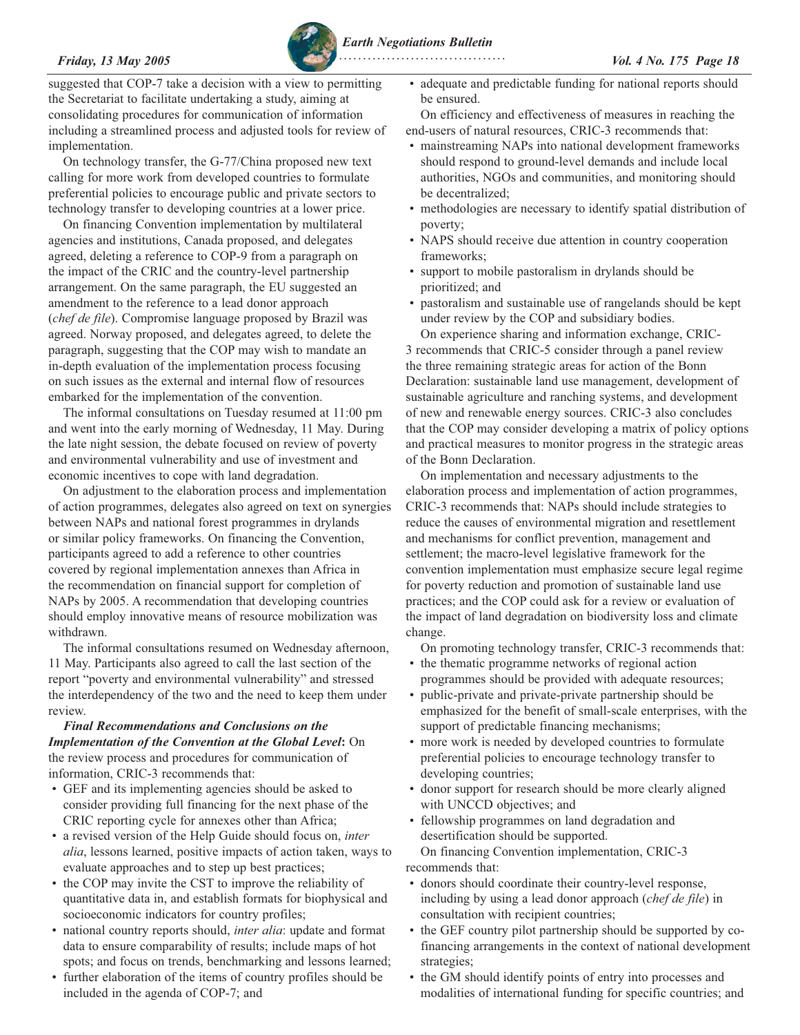suggested that COP-7 take a decision with a view to permitting the Secretariat to facilitate undertaking a study, aiming at consolidating procedures for communication of information including a streamlined process and adjusted tools for review of implementation.

On technology transfer, the G-77/China proposed new text calling for more work from developed countries to formulate preferential policies to encourage public and private sectors to technology transfer to developing countries at a lower price.

On financing Convention implementation by multilateral agencies and institutions, Canada proposed, and delegates agreed, deleting a reference to COP-9 from a paragraph on the impact of the CRIC and the country-level partnership arrangement. On the same paragraph, the EU suggested an amendment to the reference to a lead donor approach (*chef de file*). Compromise language proposed by Brazil was agreed. Norway proposed, and delegates agreed, to delete the paragraph, suggesting that the COP may wish to mandate an in-depth evaluation of the implementation process focusing on such issues as the external and internal flow of resources embarked for the implementation of the convention.

The informal consultations on Tuesday resumed at 11:00 pm and went into the early morning of Wednesday, 11 May. During the late night session, the debate focused on review of poverty and environmental vulnerability and use of investment and economic incentives to cope with land degradation.

On adjustment to the elaboration process and implementation of action programmes, delegates also agreed on text on synergies between NAPs and national forest programmes in drylands or similar policy frameworks. On financing the Convention, participants agreed to add a reference to other countries covered by regional implementation annexes than Africa in the recommendation on financial support for completion of NAPs by 2005. A recommendation that developing countries should employ innovative means of resource mobilization was withdrawn.

The informal consultations resumed on Wednesday afternoon, 11 May. Participants also agreed to call the last section of the report "poverty and environmental vulnerability" and stressed the interdependency of the two and the need to keep them under review.

***Final Recommendations and Conclusions on the Implementation of the Convention at the Global Level*:** On the review process and procedures for communication of information, CRIC-3 recommends that:

- GEF and its implementing agencies should be asked to consider providing full financing for the next phase of the CRIC reporting cycle for annexes other than Africa;
- a revised version of the Help Guide should focus on, *inter alia*, lessons learned, positive impacts of action taken, ways to evaluate approaches and to step up best practices;
- the COP may invite the CST to improve the reliability of quantitative data in, and establish formats for biophysical and socioeconomic indicators for country profiles;
- national country reports should, *inter alia*: update and format data to ensure comparability of results; include maps of hot spots; and focus on trends, benchmarking and lessons learned;
- further elaboration of the items of country profiles should be included in the agenda of COP-7; and
- adequate and predictable funding for national reports should be ensured.

On efficiency and effectiveness of measures in reaching the end-users of natural resources, CRIC-3 recommends that:

- mainstreaming NAPs into national development frameworks should respond to ground-level demands and include local authorities, NGOs and communities, and monitoring should be decentralized;
- methodologies are necessary to identify spatial distribution of poverty;
- NAPS should receive due attention in country cooperation frameworks;
- support to mobile pastoralism in drylands should be prioritized; and
- pastoralism and sustainable use of rangelands should be kept under review by the COP and subsidiary bodies.

On experience sharing and information exchange, CRIC-3 recommends that CRIC-5 consider through a panel review the three remaining strategic areas for action of the Bonn Declaration: sustainable land use management, development of sustainable agriculture and ranching systems, and development of new and renewable energy sources. CRIC-3 also concludes that the COP may consider developing a matrix of policy options and practical measures to monitor progress in the strategic areas of the Bonn Declaration.

On implementation and necessary adjustments to the elaboration process and implementation of action programmes, CRIC-3 recommends that: NAPs should include strategies to reduce the causes of environmental migration and resettlement and mechanisms for conflict prevention, management and settlement; the macro-level legislative framework for the convention implementation must emphasize secure legal regime for poverty reduction and promotion of sustainable land use practices; and the COP could ask for a review or evaluation of the impact of land degradation on biodiversity loss and climate change.

On promoting technology transfer, CRIC-3 recommends that:

- the thematic programme networks of regional action programmes should be provided with adequate resources;
- public-private and private-private partnership should be emphasized for the benefit of small-scale enterprises, with the support of predictable financing mechanisms;
- more work is needed by developed countries to formulate preferential policies to encourage technology transfer to developing countries;
- donor support for research should be more clearly aligned with UNCCD objectives; and
- fellowship programmes on land degradation and desertification should be supported.

On financing Convention implementation, CRIC-3 recommends that:

- donors should coordinate their country-level response, including by using a lead donor approach (*chef de file*) in consultation with recipient countries;
- the GEF country pilot partnership should be supported by co-financing arrangements in the context of national development strategies;
- the GM should identify points of entry into processes and modalities of international funding for specific countries; and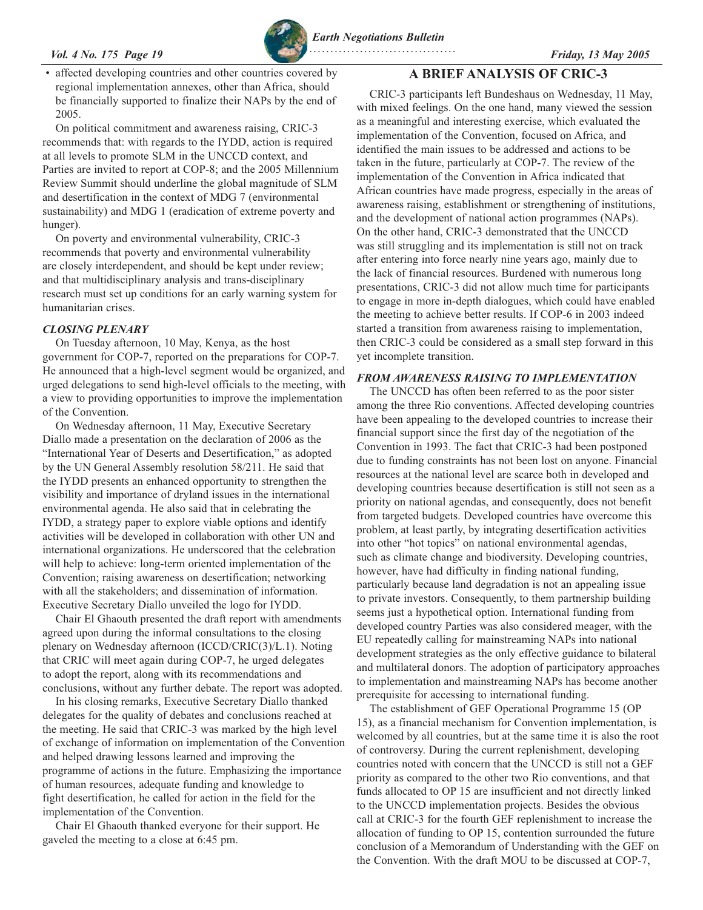- affected developing countries and other countries covered by regional implementation annexes, other than Africa, should be financially supported to finalize their NAPs by the end of 2005.

On political commitment and awareness raising, CRIC-3 recommends that: with regards to the IYDD, action is required at all levels to promote SLM in the UNCCD context, and Parties are invited to report at COP-8; and the 2005 Millennium Review Summit should underline the global magnitude of SLM and desertification in the context of MDG 7 (environmental sustainability) and MDG 1 (eradication of extreme poverty and hunger).

On poverty and environmental vulnerability, CRIC-3 recommends that poverty and environmental vulnerability are closely interdependent, and should be kept under review; and that multidisciplinary analysis and trans-disciplinary research must set up conditions for an early warning system for humanitarian crises.

### *CLOSING PLENARY*

On Tuesday afternoon, 10 May, Kenya, as the host government for COP-7, reported on the preparations for COP-7. He announced that a high-level segment would be organized, and urged delegations to send high-level officials to the meeting, with a view to providing opportunities to improve the implementation of the Convention.

On Wednesday afternoon, 11 May, Executive Secretary Diallo made a presentation on the declaration of 2006 as the "International Year of Deserts and Desertification," as adopted by the UN General Assembly resolution 58/211. He said that the IYDD presents an enhanced opportunity to strengthen the visibility and importance of dryland issues in the international environmental agenda. He also said that in celebrating the IYDD, a strategy paper to explore viable options and identify activities will be developed in collaboration with other UN and international organizations. He underscored that the celebration will help to achieve: long-term oriented implementation of the Convention; raising awareness on desertification; networking with all the stakeholders; and dissemination of information. Executive Secretary Diallo unveiled the logo for IYDD.

Chair El Ghaouth presented the draft report with amendments agreed upon during the informal consultations to the closing plenary on Wednesday afternoon (ICCD/CRIC(3)/L.1). Noting that CRIC will meet again during COP-7, he urged delegates to adopt the report, along with its recommendations and conclusions, without any further debate. The report was adopted.

In his closing remarks, Executive Secretary Diallo thanked delegates for the quality of debates and conclusions reached at the meeting. He said that CRIC-3 was marked by the high level of exchange of information on implementation of the Convention and helped drawing lessons learned and improving the programme of actions in the future. Emphasizing the importance of human resources, adequate funding and knowledge to fight desertification, he called for action in the field for the implementation of the Convention.

Chair El Ghaouth thanked everyone for their support. He gaveled the meeting to a close at 6:45 pm.

## A BRIEF ANALYSIS OF CRIC-3

CRIC-3 participants left Bundeshaus on Wednesday, 11 May, with mixed feelings. On the one hand, many viewed the session as a meaningful and interesting exercise, which evaluated the implementation of the Convention, focused on Africa, and identified the main issues to be addressed and actions to be taken in the future, particularly at COP-7. The review of the implementation of the Convention in Africa indicated that African countries have made progress, especially in the areas of awareness raising, establishment or strengthening of institutions, and the development of national action programmes (NAPs). On the other hand, CRIC-3 demonstrated that the UNCCD was still struggling and its implementation is still not on track after entering into force nearly nine years ago, mainly due to the lack of financial resources. Burdened with numerous long presentations, CRIC-3 did not allow much time for participants to engage in more in-depth dialogues, which could have enabled the meeting to achieve better results. If COP-6 in 2003 indeed started a transition from awareness raising to implementation, then CRIC-3 could be considered as a small step forward in this yet incomplete transition.

### *FROM AWARENESS RAISING TO IMPLEMENTATION*

The UNCCD has often been referred to as the poor sister among the three Rio conventions. Affected developing countries have been appealing to the developed countries to increase their financial support since the first day of the negotiation of the Convention in 1993. The fact that CRIC-3 had been postponed due to funding constraints has not been lost on anyone. Financial resources at the national level are scarce both in developed and developing countries because desertification is still not seen as a priority on national agendas, and consequently, does not benefit from targeted budgets. Developed countries have overcome this problem, at least partly, by integrating desertification activities into other "hot topics" on national environmental agendas, such as climate change and biodiversity. Developing countries, however, have had difficulty in finding national funding, particularly because land degradation is not an appealing issue to private investors. Consequently, to them partnership building seems just a hypothetical option. International funding from developed country Parties was also considered meager, with the EU repeatedly calling for mainstreaming NAPs into national development strategies as the only effective guidance to bilateral and multilateral donors. The adoption of participatory approaches to implementation and mainstreaming NAPs has become another prerequisite for accessing to international funding.

The establishment of GEF Operational Programme 15 (OP 15), as a financial mechanism for Convention implementation, is welcomed by all countries, but at the same time it is also the root of controversy. During the current replenishment, developing countries noted with concern that the UNCCD is still not a GEF priority as compared to the other two Rio conventions, and that funds allocated to OP 15 are insufficient and not directly linked to the UNCCD implementation projects. Besides the obvious call at CRIC-3 for the fourth GEF replenishment to increase the allocation of funding to OP 15, contention surrounded the future conclusion of a Memorandum of Understanding with the GEF on the Convention. With the draft MOU to be discussed at COP-7,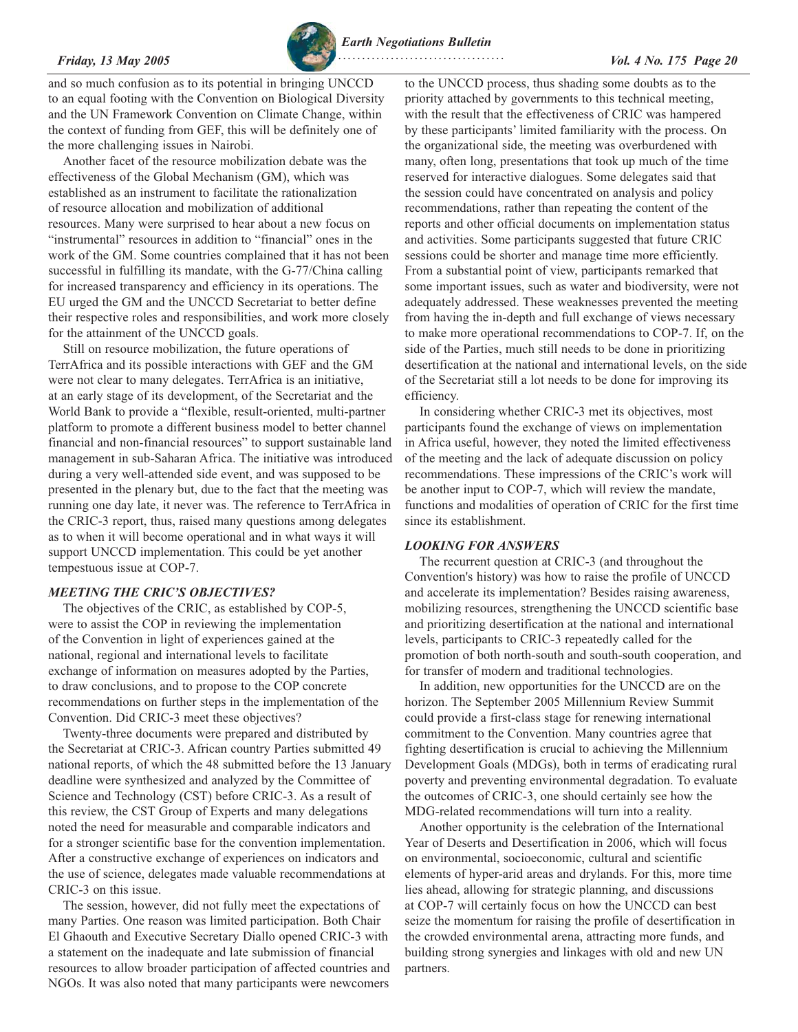and so much confusion as to its potential in bringing UNCCD to an equal footing with the Convention on Biological Diversity and the UN Framework Convention on Climate Change, within the context of funding from GEF, this will be definitely one of the more challenging issues in Nairobi.

Another facet of the resource mobilization debate was the effectiveness of the Global Mechanism (GM), which was established as an instrument to facilitate the rationalization of resource allocation and mobilization of additional resources. Many were surprised to hear about a new focus on "instrumental" resources in addition to "financial" ones in the work of the GM. Some countries complained that it has not been successful in fulfilling its mandate, with the G-77/China calling for increased transparency and efficiency in its operations. The EU urged the GM and the UNCCD Secretariat to better define their respective roles and responsibilities, and work more closely for the attainment of the UNCCD goals.

Still on resource mobilization, the future operations of TerrAfrica and its possible interactions with GEF and the GM were not clear to many delegates. TerrAfrica is an initiative, at an early stage of its development, of the Secretariat and the World Bank to provide a "flexible, result-oriented, multi-partner platform to promote a different business model to better channel financial and non-financial resources" to support sustainable land management in sub-Saharan Africa. The initiative was introduced during a very well-attended side event, and was supposed to be presented in the plenary but, due to the fact that the meeting was running one day late, it never was. The reference to TerrAfrica in the CRIC-3 report, thus, raised many questions among delegates as to when it will become operational and in what ways it will support UNCCD implementation. This could be yet another tempestuous issue at COP-7.

### *MEETING THE CRIC'S OBJECTIVES?*

The objectives of the CRIC, as established by COP-5, were to assist the COP in reviewing the implementation of the Convention in light of experiences gained at the national, regional and international levels to facilitate exchange of information on measures adopted by the Parties, to draw conclusions, and to propose to the COP concrete recommendations on further steps in the implementation of the Convention. Did CRIC-3 meet these objectives?

Twenty-three documents were prepared and distributed by the Secretariat at CRIC-3. African country Parties submitted 49 national reports, of which the 48 submitted before the 13 January deadline were synthesized and analyzed by the Committee of Science and Technology (CST) before CRIC-3. As a result of this review, the CST Group of Experts and many delegations noted the need for measurable and comparable indicators and for a stronger scientific base for the convention implementation. After a constructive exchange of experiences on indicators and the use of science, delegates made valuable recommendations at CRIC-3 on this issue.

The session, however, did not fully meet the expectations of many Parties. One reason was limited participation. Both Chair El Ghaouth and Executive Secretary Diallo opened CRIC-3 with a statement on the inadequate and late submission of financial resources to allow broader participation of affected countries and NGOs. It was also noted that many participants were newcomers to the UNCCD process, thus shading some doubts as to the priority attached by governments to this technical meeting, with the result that the effectiveness of CRIC was hampered by these participants' limited familiarity with the process. On the organizational side, the meeting was overburdened with many, often long, presentations that took up much of the time reserved for interactive dialogues. Some delegates said that the session could have concentrated on analysis and policy recommendations, rather than repeating the content of the reports and other official documents on implementation status and activities. Some participants suggested that future CRIC sessions could be shorter and manage time more efficiently. From a substantial point of view, participants remarked that some important issues, such as water and biodiversity, were not adequately addressed. These weaknesses prevented the meeting from having the in-depth and full exchange of views necessary to make more operational recommendations to COP-7. If, on the side of the Parties, much still needs to be done in prioritizing desertification at the national and international levels, on the side of the Secretariat still a lot needs to be done for improving its efficiency.

In considering whether CRIC-3 met its objectives, most participants found the exchange of views on implementation in Africa useful, however, they noted the limited effectiveness of the meeting and the lack of adequate discussion on policy recommendations. These impressions of the CRIC's work will be another input to COP-7, which will review the mandate, functions and modalities of operation of CRIC for the first time since its establishment.

### *LOOKING FOR ANSWERS*

The recurrent question at CRIC-3 (and throughout the Convention's history) was how to raise the profile of UNCCD and accelerate its implementation? Besides raising awareness, mobilizing resources, strengthening the UNCCD scientific base and prioritizing desertification at the national and international levels, participants to CRIC-3 repeatedly called for the promotion of both north-south and south-south cooperation, and for transfer of modern and traditional technologies.

In addition, new opportunities for the UNCCD are on the horizon. The September 2005 Millennium Review Summit could provide a first-class stage for renewing international commitment to the Convention. Many countries agree that fighting desertification is crucial to achieving the Millennium Development Goals (MDGs), both in terms of eradicating rural poverty and preventing environmental degradation. To evaluate the outcomes of CRIC-3, one should certainly see how the MDG-related recommendations will turn into a reality.

Another opportunity is the celebration of the International Year of Deserts and Desertification in 2006, which will focus on environmental, socioeconomic, cultural and scientific elements of hyper-arid areas and drylands. For this, more time lies ahead, allowing for strategic planning, and discussions at COP-7 will certainly focus on how the UNCCD can best seize the momentum for raising the profile of desertification in the crowded environmental arena, attracting more funds, and building strong synergies and linkages with old and new UN partners.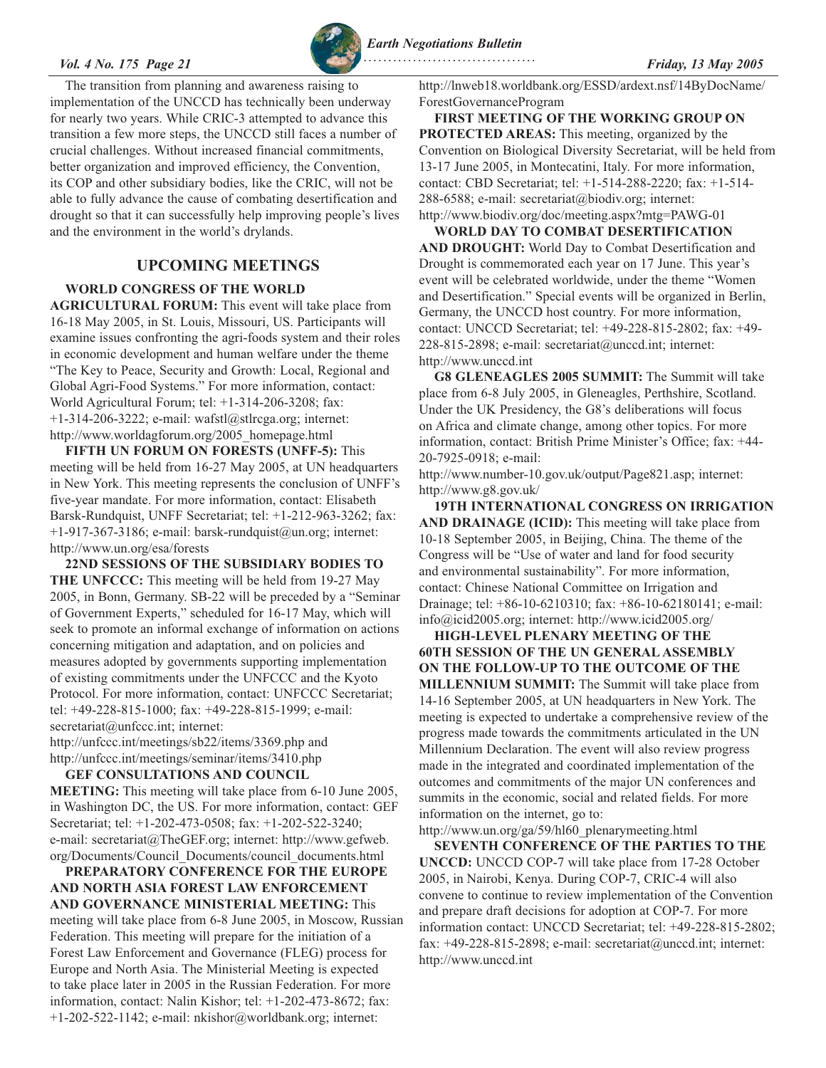The transition from planning and awareness raising to implementation of the UNCCD has technically been underway for nearly two years. While CRIC-3 attempted to advance this transition a few more steps, the UNCCD still faces a number of crucial challenges. Without increased financial commitments, better organization and improved efficiency, the Convention, its COP and other subsidiary bodies, like the CRIC, will not be able to fully advance the cause of combating desertification and drought so that it can successfully help improving people's lives and the environment in the world's drylands.

## UPCOMING MEETINGS

**WORLD CONGRESS OF THE WORLD AGRICULTURAL FORUM:** This event will take place from 16-18 May 2005, in St. Louis, Missouri, US. Participants will examine issues confronting the agri-foods system and their roles in economic development and human welfare under the theme "The Key to Peace, Security and Growth: Local, Regional and Global Agri-Food Systems." For more information, contact: World Agricultural Forum; tel: +1-314-206-3208; fax: +1-314-206-3222; e-mail: wafstl@stlrcga.org; internet: http://www.worldagforum.org/2005_homepage.html

**FIFTH UN FORUM ON FORESTS (UNFF-5):** This meeting will be held from 16-27 May 2005, at UN headquarters in New York. This meeting represents the conclusion of UNFF's five-year mandate. For more information, contact: Elisabeth Barsk-Rundquist, UNFF Secretariat; tel: +1-212-963-3262; fax: +1-917-367-3186; e-mail: barsk-rundquist@un.org; internet: http://www.un.org/esa/forests

**22ND SESSIONS OF THE SUBSIDIARY BODIES TO THE UNFCCC:** This meeting will be held from 19-27 May 2005, in Bonn, Germany. SB-22 will be preceded by a "Seminar of Government Experts," scheduled for 16-17 May, which will seek to promote an informal exchange of information on actions concerning mitigation and adaptation, and on policies and measures adopted by governments supporting implementation of existing commitments under the UNFCCC and the Kyoto Protocol. For more information, contact: UNFCCC Secretariat; tel: +49-228-815-1000; fax: +49-228-815-1999; e-mail: secretariat@unfccc.int; internet: http://unfccc.int/meetings/sb22/items/3369.php and http://unfccc.int/meetings/seminar/items/3410.php

**GEF CONSULTATIONS AND COUNCIL MEETING:** This meeting will take place from 6-10 June 2005, in Washington DC, the US. For more information, contact: GEF Secretariat; tel: +1-202-473-0508; fax: +1-202-522-3240; e-mail: secretariat@TheGEF.org; internet: http://www.gefweb.org/Documents/Council_Documents/council_documents.html

**PREPARATORY CONFERENCE FOR THE EUROPE AND NORTH ASIA FOREST LAW ENFORCEMENT AND GOVERNANCE MINISTERIAL MEETING:** This meeting will take place from 6-8 June 2005, in Moscow, Russian Federation. This meeting will prepare for the initiation of a Forest Law Enforcement and Governance (FLEG) process for Europe and North Asia. The Ministerial Meeting is expected to take place later in 2005 in the Russian Federation. For more information, contact: Nalin Kishor; tel: +1-202-473-8672; fax: +1-202-522-1142; e-mail: nkishor@worldbank.org; internet: http://lnweb18.worldbank.org/ESSD/ardext.nsf/14ByDocName/ForestGovernanceProgram

**FIRST MEETING OF THE WORKING GROUP ON PROTECTED AREAS:** This meeting, organized by the Convention on Biological Diversity Secretariat, will be held from 13-17 June 2005, in Montecatini, Italy. For more information, contact: CBD Secretariat; tel: +1-514-288-2220; fax: +1-514-288-6588; e-mail: secretariat@biodiv.org; internet: http://www.biodiv.org/doc/meeting.aspx?mtg=PAWG-01

**WORLD DAY TO COMBAT DESERTIFICATION AND DROUGHT:** World Day to Combat Desertification and Drought is commemorated each year on 17 June. This year's event will be celebrated worldwide, under the theme "Women and Desertification." Special events will be organized in Berlin, Germany, the UNCCD host country. For more information, contact: UNCCD Secretariat; tel: +49-228-815-2802; fax: +49-228-815-2898; e-mail: secretariat@unccd.int; internet: http://www.unccd.int

**G8 GLENEAGLES 2005 SUMMIT:** The Summit will take place from 6-8 July 2005, in Gleneagles, Perthshire, Scotland. Under the UK Presidency, the G8's deliberations will focus on Africa and climate change, among other topics. For more information, contact: British Prime Minister's Office; fax: +44-20-7925-0918; e-mail: http://www.number-10.gov.uk/output/Page821.asp; internet: http://www.g8.gov.uk/

**19TH INTERNATIONAL CONGRESS ON IRRIGATION AND DRAINAGE (ICID):** This meeting will take place from 10-18 September 2005, in Beijing, China. The theme of the Congress will be "Use of water and land for food security and environmental sustainability". For more information, contact: Chinese National Committee on Irrigation and Drainage; tel: +86-10-6210310; fax: +86-10-62180141; e-mail: info@icid2005.org; internet: http://www.icid2005.org/

**HIGH-LEVEL PLENARY MEETING OF THE 60TH SESSION OF THE UN GENERAL ASSEMBLY ON THE FOLLOW-UP TO THE OUTCOME OF THE MILLENNIUM SUMMIT:** The Summit will take place from 14-16 September 2005, at UN headquarters in New York. The meeting is expected to undertake a comprehensive review of the progress made towards the commitments articulated in the UN Millennium Declaration. The event will also review progress made in the integrated and coordinated implementation of the outcomes and commitments of the major UN conferences and summits in the economic, social and related fields. For more information on the internet, go to: http://www.un.org/ga/59/hl60_plenarymeeting.html

**SEVENTH CONFERENCE OF THE PARTIES TO THE UNCCD:** UNCCD COP-7 will take place from 17-28 October 2005, in Nairobi, Kenya. During COP-7, CRIC-4 will also convene to continue to review implementation of the Convention and prepare draft decisions for adoption at COP-7. For more information contact: UNCCD Secretariat; tel: +49-228-815-2802; fax: +49-228-815-2898; e-mail: secretariat@unccd.int; internet: http://www.unccd.int